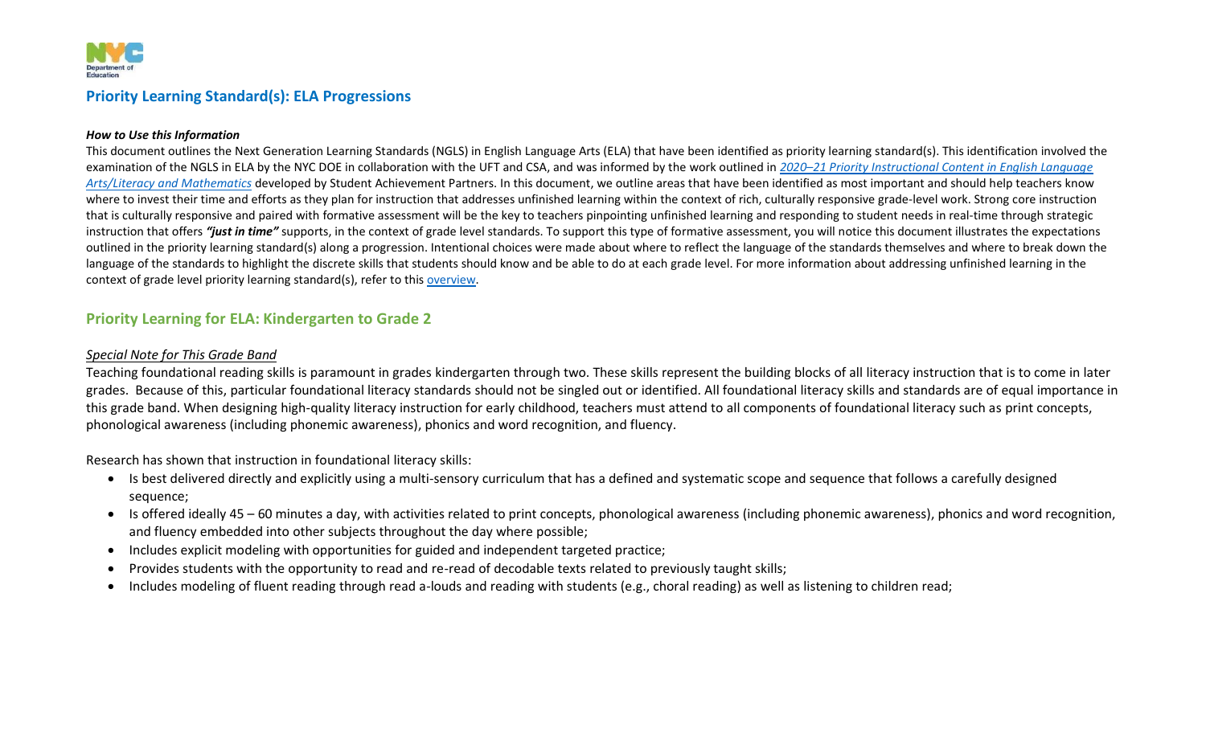## Priority Learning Standard(s): ELA Progressions

***How to Use this Information***

This document outlines the Next Generation Learning Standards (NGLS) in English Language Arts (ELA) that have been identified as priority learning standard(s). This identification involved the examination of the NGLS in ELA by the NYC DOE in collaboration with the UFT and CSA, and was informed by the work outlined in *2020–21 Priority Instructional Content in English Language Arts/Literacy and Mathematics* developed by Student Achievement Partners. In this document, we outline areas that have been identified as most important and should help teachers know where to invest their time and efforts as they plan for instruction that addresses unfinished learning within the context of rich, culturally responsive grade-level work. Strong core instruction that is culturally responsive and paired with formative assessment will be the key to teachers pinpointing unfinished learning and responding to student needs in real-time through strategic instruction that offers ***"just in time"*** supports, in the context of grade level standards. To support this type of formative assessment, you will notice this document illustrates the expectations outlined in the priority learning standard(s) along a progression. Intentional choices were made about where to reflect the language of the standards themselves and where to break down the language of the standards to highlight the discrete skills that students should know and be able to do at each grade level. For more information about addressing unfinished learning in the context of grade level priority learning standard(s), refer to this overview.

## Priority Learning for ELA: Kindergarten to Grade 2

*Special Note for This Grade Band*

Teaching foundational reading skills is paramount in grades kindergarten through two. These skills represent the building blocks of all literacy instruction that is to come in later grades. Because of this, particular foundational literacy standards should not be singled out or identified. All foundational literacy skills and standards are of equal importance in this grade band. When designing high-quality literacy instruction for early childhood, teachers must attend to all components of foundational literacy such as print concepts, phonological awareness (including phonemic awareness), phonics and word recognition, and fluency.

Research has shown that instruction in foundational literacy skills:

- Is best delivered directly and explicitly using a multi-sensory curriculum that has a defined and systematic scope and sequence that follows a carefully designed sequence;
- Is offered ideally 45 – 60 minutes a day, with activities related to print concepts, phonological awareness (including phonemic awareness), phonics and word recognition, and fluency embedded into other subjects throughout the day where possible;
- Includes explicit modeling with opportunities for guided and independent targeted practice;
- Provides students with the opportunity to read and re-read of decodable texts related to previously taught skills;
- Includes modeling of fluent reading through read a-louds and reading with students (e.g., choral reading) as well as listening to children read;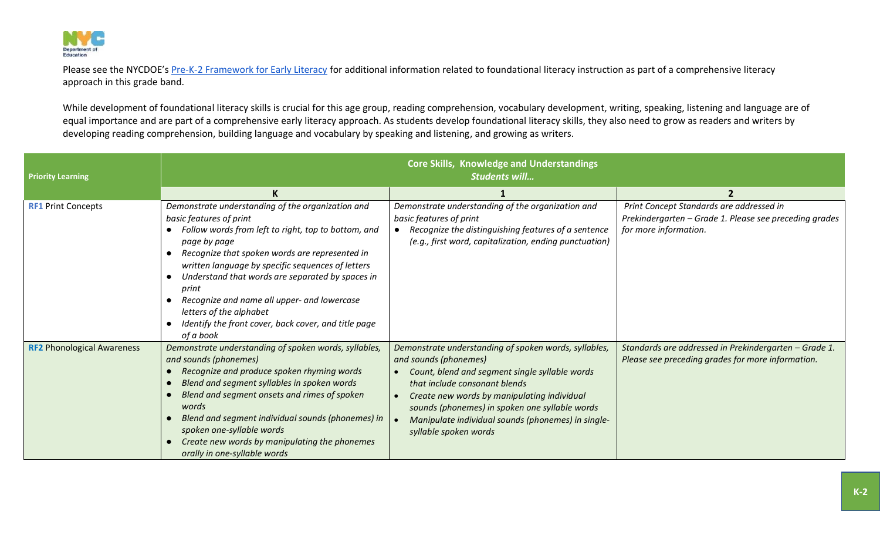Please see the NYCDOE's [Pre-K-2 Framework for Early Literacy] for additional information related to foundational literacy instruction as part of a comprehensive literacy approach in this grade band.

While development of foundational literacy skills is crucial for this age group, reading comprehension, vocabulary development, writing, speaking, listening and language are of equal importance and are part of a comprehensive early literacy approach. As students develop foundational literacy skills, they also need to grow as readers and writers by developing reading comprehension, building language and vocabulary by speaking and listening, and growing as writers.

| **Priority Learning** | **Core Skills, Knowledge and Understandings** ***Students will…*** | | |
|---|---|---|---|
| | **K** | **1** | **2** |
| **RF1** Print Concepts | *Demonstrate understanding of the organization and basic features of print*<br>● *Follow words from left to right, top to bottom, and page by page*<br>● *Recognize that spoken words are represented in written language by specific sequences of letters*<br>● *Understand that words are separated by spaces in print*<br>● *Recognize and name all upper- and lowercase letters of the alphabet*<br>● *Identify the front cover, back cover, and title page of a book* | *Demonstrate understanding of the organization and basic features of print*<br>● *Recognize the distinguishing features of a sentence (e.g., first word, capitalization, ending punctuation)* | *Print Concept Standards are addressed in Prekindergarten – Grade 1. Please see preceding grades for more information.* |
| **RF2** Phonological Awareness | *Demonstrate understanding of spoken words, syllables, and sounds (phonemes)*<br>● *Recognize and produce spoken rhyming words*<br>● *Blend and segment syllables in spoken words*<br>● *Blend and segment onsets and rimes of spoken words*<br>● *Blend and segment individual sounds (phonemes) in spoken one-syllable words*<br>● *Create new words by manipulating the phonemes orally in one-syllable words* | *Demonstrate understanding of spoken words, syllables, and sounds (phonemes)*<br>● *Count, blend and segment single syllable words that include consonant blends*<br>● *Create new words by manipulating individual sounds (phonemes) in spoken one syllable words*<br>● *Manipulate individual sounds (phonemes) in single-syllable spoken words* | *Standards are addressed in Prekindergarten – Grade 1. Please see preceding grades for more information.* |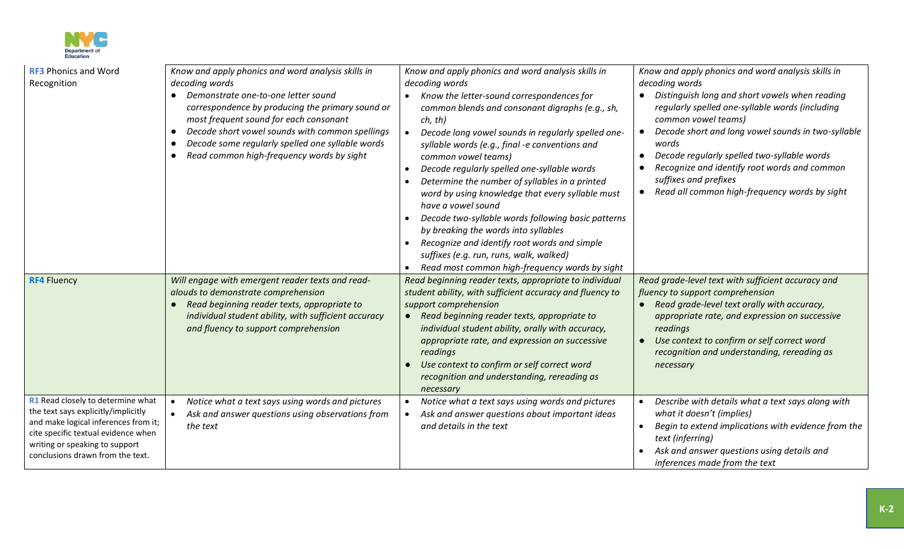| | | | |
|---|---|---|---|
| **RF3** Phonics and Word Recognition | *Know and apply phonics and word analysis skills in decoding words*<br>● *Demonstrate one-to-one letter sound correspondence by producing the primary sound or most frequent sound for each consonant*<br>● *Decode short vowel sounds with common spellings*<br>● *Decode some regularly spelled one syllable words*<br>● *Read common high-frequency words by sight* | *Know and apply phonics and word analysis skills in decoding words*<br>● *Know the letter-sound correspondences for common blends and consonant digraphs (e.g., sh, ch, th)*<br>● *Decode long vowel sounds in regularly spelled one-syllable words (e.g., final -e conventions and common vowel teams)*<br>● *Decode regularly spelled one-syllable words*<br>● *Determine the number of syllables in a printed word by using knowledge that every syllable must have a vowel sound*<br>● *Decode two-syllable words following basic patterns by breaking the words into syllables*<br>● *Recognize and identify root words and simple suffixes (e.g. run, runs, walk, walked)*<br>● *Read most common high-frequency words by sight* | *Know and apply phonics and word analysis skills in decoding words*<br>● *Distinguish long and short vowels when reading regularly spelled one-syllable words (including common vowel teams)*<br>● *Decode short and long vowel sounds in two-syllable words*<br>● *Decode regularly spelled two-syllable words*<br>● *Recognize and identify root words and common suffixes and prefixes*<br>● *Read all common high-frequency words by sight* |
| **RF4** Fluency | *Will engage with emergent reader texts and read-alouds to demonstrate comprehension*<br>● *Read beginning reader texts, appropriate to individual student ability, with sufficient accuracy and fluency to support comprehension* | *Read beginning reader texts, appropriate to individual student ability, with sufficient accuracy and fluency to support comprehension*<br>● *Read beginning reader texts, appropriate to individual student ability, orally with accuracy, appropriate rate, and expression on successive readings*<br>● *Use context to confirm or self correct word recognition and understanding, rereading as necessary* | *Read grade-level text with sufficient accuracy and fluency to support comprehension*<br>● *Read grade-level text orally with accuracy, appropriate rate, and expression on successive readings*<br>● *Use context to confirm or self correct word recognition and understanding, rereading as necessary* |
| **R1** Read closely to determine what the text says explicitly/implicitly and make logical inferences from it; cite specific textual evidence when writing or speaking to support conclusions drawn from the text. | ● *Notice what a text says using words and pictures*<br>● *Ask and answer questions using observations from the text* | ● *Notice what a text says using words and pictures*<br>● *Ask and answer questions about important ideas and details in the text* | ● *Describe with details what a text says along with what it doesn't (implies)*<br>● *Begin to extend implications with evidence from the text (inferring)*<br>● *Ask and answer questions using details and inferences made from the text* |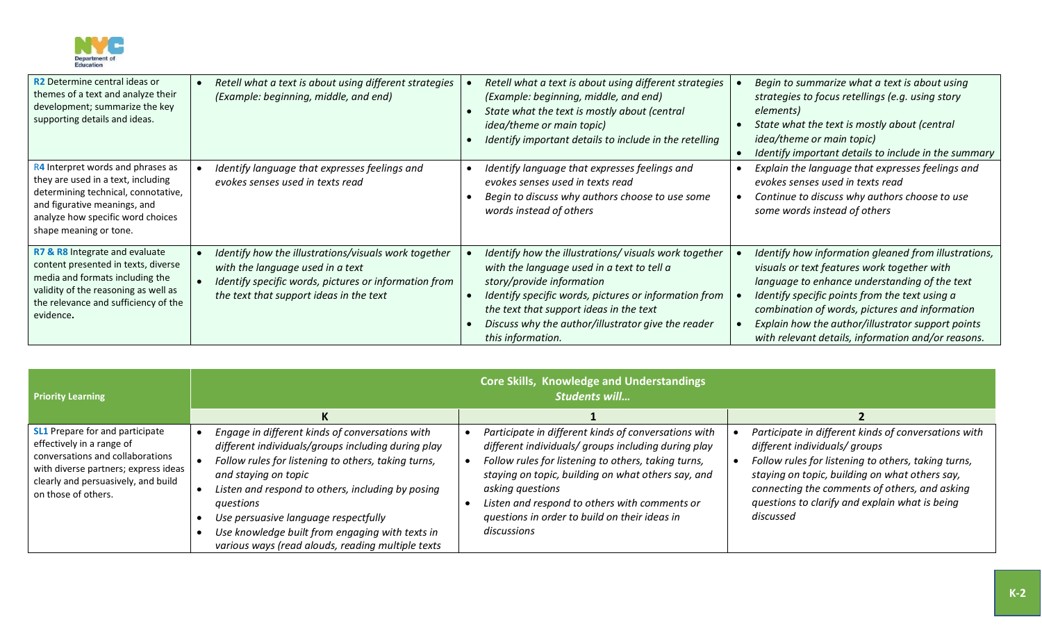| | | | |
|---|---|---|---|
| **R2** Determine central ideas or themes of a text and analyze their development; summarize the key supporting details and ideas. | • *Retell what a text is about using different strategies (Example: beginning, middle, and end)* | • *Retell what a text is about using different strategies (Example: beginning, middle, and end)*<br>• *State what the text is mostly about (central idea/theme or main topic)*<br>• *Identify important details to include in the retelling* | • *Begin to summarize what a text is about using strategies to focus retellings (e.g. using story elements)*<br>• *State what the text is mostly about (central idea/theme or main topic)*<br>• *Identify important details to include in the summary* |
| **R4** Interpret words and phrases as they are used in a text, including determining technical, connotative, and figurative meanings, and analyze how specific word choices shape meaning or tone. | • *Identify language that expresses feelings and evokes senses used in texts read* | • *Identify language that expresses feelings and evokes senses used in texts read*<br>• *Begin to discuss why authors choose to use some words instead of others* | • *Explain the language that expresses feelings and evokes senses used in texts read*<br>• *Continue to discuss why authors choose to use some words instead of others* |
| **R7 & R8** Integrate and evaluate content presented in texts, diverse media and formats including the validity of the reasoning as well as the relevance and sufficiency of the evidence**.** | • *Identify how the illustrations/visuals work together with the language used in a text*<br>• *Identify specific words, pictures or information from the text that support ideas in the text* | • *Identify how the illustrations/ visuals work together with the language used in a text to tell a story/provide information*<br>• *Identify specific words, pictures or information from the text that support ideas in the text*<br>• *Discuss why the author/illustrator give the reader this information.* | • *Identify how information gleaned from illustrations, visuals or text features work together with language to enhance understanding of the text*<br>• *Identify specific points from the text using a combination of words, pictures and information*<br>• *Explain how the author/illustrator support points with relevant details, information and/or reasons.* |

| Priority Learning | Core Skills, Knowledge and Understandings<br>*Students will…* | | |
|---|---|---|---|
| | **K** | **1** | **2** |
| **SL1** Prepare for and participate effectively in a range of conversations and collaborations with diverse partners; express ideas clearly and persuasively, and build on those of others. | • *Engage in different kinds of conversations with different individuals/groups including during play*<br>• *Follow rules for listening to others, taking turns, and staying on topic*<br>• *Listen and respond to others, including by posing questions*<br>• *Use persuasive language respectfully*<br>• *Use knowledge built from engaging with texts in various ways (read alouds, reading multiple texts* | • *Participate in different kinds of conversations with different individuals/ groups including during play*<br>• *Follow rules for listening to others, taking turns, staying on topic, building on what others say, and asking questions*<br>• *Listen and respond to others with comments or questions in order to build on their ideas in discussions* | • *Participate in different kinds of conversations with different individuals/ groups*<br>• *Follow rules for listening to others, taking turns, staying on topic, building on what others say, connecting the comments of others, and asking questions to clarify and explain what is being discussed* |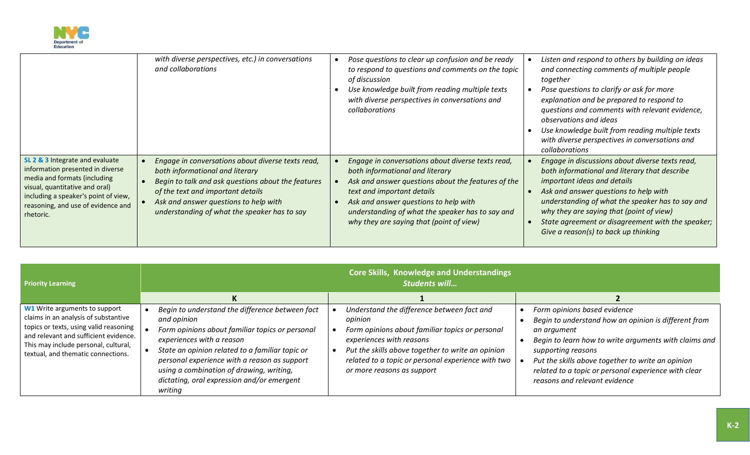| | | | |
|---|---|---|---|
| | *with diverse perspectives, etc.) in conversations and collaborations* | • *Pose questions to clear up confusion and be ready to respond to questions and comments on the topic of discussion*<br>• *Use knowledge built from reading multiple texts with diverse perspectives in conversations and collaborations* | • *Listen and respond to others by building on ideas and connecting comments of multiple people together*<br>• *Pose questions to clarify or ask for more explanation and be prepared to respond to questions and comments with relevant evidence, observations and ideas*<br>• *Use knowledge built from reading multiple texts with diverse perspectives in conversations and collaborations* |
| **SL 2 & 3** Integrate and evaluate information presented in diverse media and formats (including visual, quantitative and oral) including a speaker's point of view, reasoning, and use of evidence and rhetoric. | • *Engage in conversations about diverse texts read, both informational and literary*<br>• *Begin to talk and ask questions about the features of the text and important details*<br>• *Ask and answer questions to help with understanding of what the speaker has to say* | • *Engage in conversations about diverse texts read, both informational and literary*<br>• *Ask and answer questions about the features of the text and important details*<br>• *Ask and answer questions to help with understanding of what the speaker has to say and why they are saying that (point of view)* | • *Engage in discussions about diverse texts read, both informational and literary that describe important ideas and details*<br>• *Ask and answer questions to help with understanding of what the speaker has to say and why they are saying that (point of view)*<br>• *State agreement or disagreement with the speaker; Give a reason(s) to back up thinking* |

| **Priority Learning** | **Core Skills, Knowledge and Understandings** *Students will…* | | |
|---|---|---|---|
| | **K** | **1** | **2** |
| **W1** Write arguments to support claims in an analysis of substantive topics or texts, using valid reasoning and relevant and sufficient evidence. This may include personal, cultural, textual, and thematic connections. | • *Begin to understand the difference between fact and opinion*<br>• *Form opinions about familiar topics or personal experiences with a reason*<br>• *State an opinion related to a familiar topic or personal experience with a reason as support using a combination of drawing, writing, dictating, oral expression and/or emergent writing* | • *Understand the difference between fact and opinion*<br>• *Form opinions about familiar topics or personal experiences with reasons*<br>• *Put the skills above together to write an opinion related to a topic or personal experience with two or more reasons as support* | • *Form opinions based evidence*<br>• *Begin to understand how an opinion is different from an argument*<br>• *Begin to learn how to write arguments with claims and supporting reasons*<br>• *Put the skills above together to write an opinion related to a topic or personal experience with clear reasons and relevant evidence* |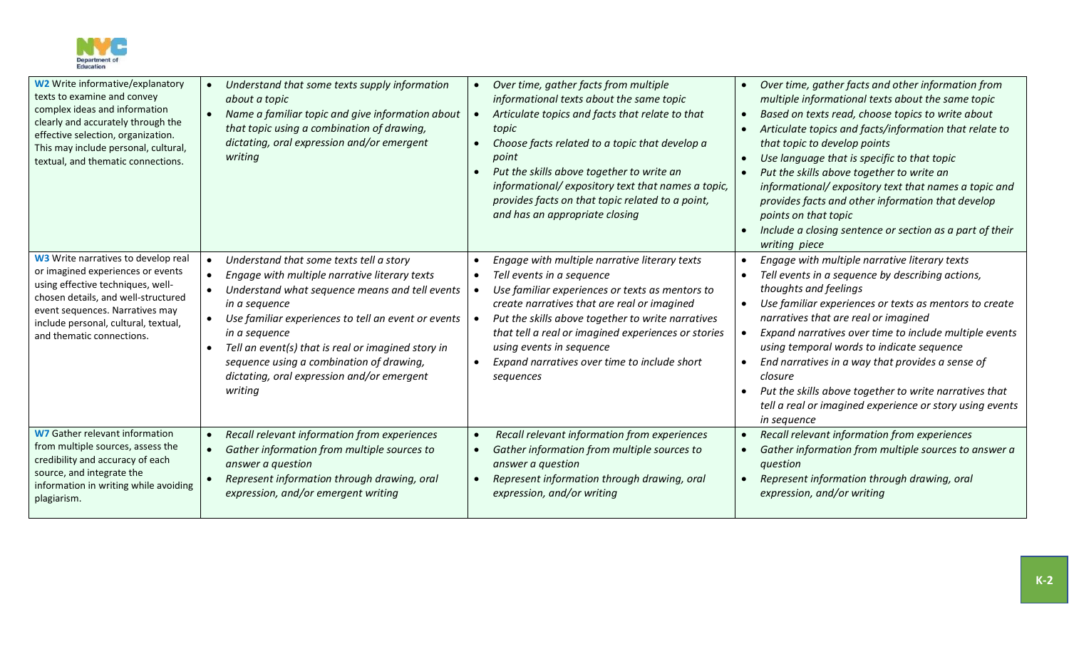| | | | |
|---|---|---|---|
| **W2** Write informative/explanatory texts to examine and convey complex ideas and information clearly and accurately through the effective selection, organization. This may include personal, cultural, textual, and thematic connections. | • *Understand that some texts supply information about a topic*<br>• *Name a familiar topic and give information about that topic using a combination of drawing, dictating, oral expression and/or emergent writing* | • *Over time, gather facts from multiple informational texts about the same topic*<br>• *Articulate topics and facts that relate to that topic*<br>• *Choose facts related to a topic that develop a point*<br>• *Put the skills above together to write an informational/ expository text that names a topic, provides facts on that topic related to a point, and has an appropriate closing* | • *Over time, gather facts and other information from multiple informational texts about the same topic*<br>• *Based on texts read, choose topics to write about*<br>• *Articulate topics and facts/information that relate to that topic to develop points*<br>• *Use language that is specific to that topic*<br>• *Put the skills above together to write an informational/ expository text that names a topic and provides facts and other information that develop points on that topic*<br>• *Include a closing sentence or section as a part of their writing piece* |
| **W3** Write narratives to develop real or imagined experiences or events using effective techniques, well-chosen details, and well-structured event sequences. Narratives may include personal, cultural, textual, and thematic connections. | • *Understand that some texts tell a story*<br>• *Engage with multiple narrative literary texts*<br>• *Understand what sequence means and tell events in a sequence*<br>• *Use familiar experiences to tell an event or events in a sequence*<br>• *Tell an event(s) that is real or imagined story in sequence using a combination of drawing, dictating, oral expression and/or emergent writing* | • *Engage with multiple narrative literary texts*<br>• *Tell events in a sequence*<br>• *Use familiar experiences or texts as mentors to create narratives that are real or imagined*<br>• *Put the skills above together to write narratives that tell a real or imagined experiences or stories using events in sequence*<br>• *Expand narratives over time to include short sequences* | • *Engage with multiple narrative literary texts*<br>• *Tell events in a sequence by describing actions, thoughts and feelings*<br>• *Use familiar experiences or texts as mentors to create narratives that are real or imagined*<br>• *Expand narratives over time to include multiple events using temporal words to indicate sequence*<br>• *End narratives in a way that provides a sense of closure*<br>• *Put the skills above together to write narratives that tell a real or imagined experience or story using events in sequence* |
| **W7** Gather relevant information from multiple sources, assess the credibility and accuracy of each source, and integrate the information in writing while avoiding plagiarism. | • *Recall relevant information from experiences*<br>• *Gather information from multiple sources to answer a question*<br>• *Represent information through drawing, oral expression, and/or emergent writing* | • *Recall relevant information from experiences*<br>• *Gather information from multiple sources to answer a question*<br>• *Represent information through drawing, oral expression, and/or writing* | • *Recall relevant information from experiences*<br>• *Gather information from multiple sources to answer a question*<br>• *Represent information through drawing, oral expression, and/or writing* |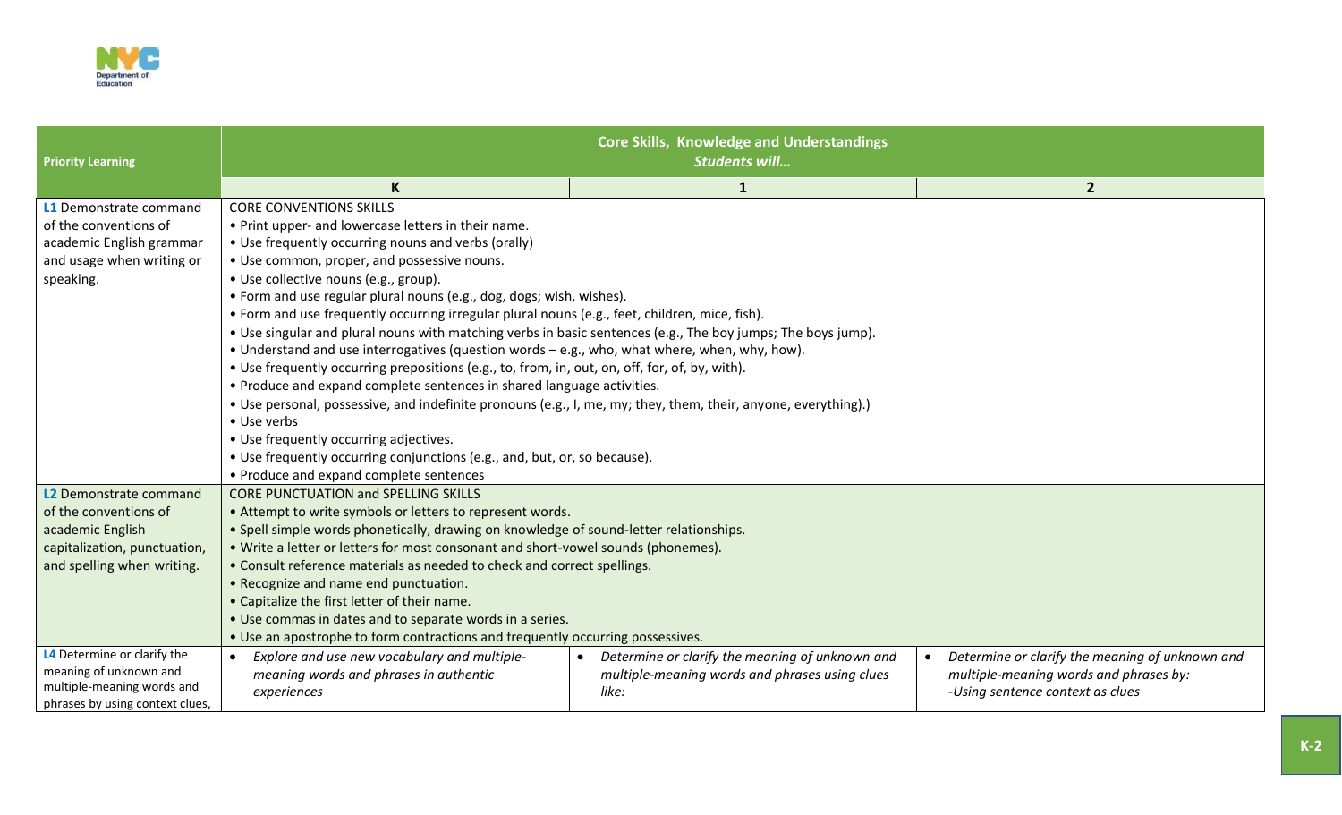| Priority Learning | Core Skills, Knowledge and Understandings<br>*Students will…* | | |
|---|---|---|---|
| | **K** | **1** | **2** |
| **L1** Demonstrate command of the conventions of academic English grammar and usage when writing or speaking. | CORE CONVENTIONS SKILLS<br>• Print upper- and lowercase letters in their name.<br>• Use frequently occurring nouns and verbs (orally)<br>• Use common, proper, and possessive nouns.<br>• Use collective nouns (e.g., group).<br>• Form and use regular plural nouns (e.g., dog, dogs; wish, wishes).<br>• Form and use frequently occurring irregular plural nouns (e.g., feet, children, mice, fish).<br>• Use singular and plural nouns with matching verbs in basic sentences (e.g., The boy jumps; The boys jump).<br>• Understand and use interrogatives (question words – e.g., who, what where, when, why, how).<br>• Use frequently occurring prepositions (e.g., to, from, in, out, on, off, for, of, by, with).<br>• Produce and expand complete sentences in shared language activities.<br>• Use personal, possessive, and indefinite pronouns (e.g., I, me, my; they, them, their, anyone, everything).)<br>• Use verbs<br>• Use frequently occurring adjectives.<br>• Use frequently occurring conjunctions (e.g., and, but, or, so because).<br>• Produce and expand complete sentences | | |
| **L2** Demonstrate command of the conventions of academic English capitalization, punctuation, and spelling when writing. | CORE PUNCTUATION and SPELLING SKILLS<br>• Attempt to write symbols or letters to represent words.<br>• Spell simple words phonetically, drawing on knowledge of sound-letter relationships.<br>• Write a letter or letters for most consonant and short-vowel sounds (phonemes).<br>• Consult reference materials as needed to check and correct spellings.<br>• Recognize and name end punctuation.<br>• Capitalize the first letter of their name.<br>• Use commas in dates and to separate words in a series.<br>• Use an apostrophe to form contractions and frequently occurring possessives. | | |
| **L4** Determine or clarify the meaning of unknown and multiple-meaning words and phrases by using context clues, | • *Explore and use new vocabulary and multiple-meaning words and phrases in authentic experiences* | • *Determine or clarify the meaning of unknown and multiple-meaning words and phrases using clues like:* | • *Determine or clarify the meaning of unknown and multiple-meaning words and phrases by:*<br>*-Using sentence context as clues* |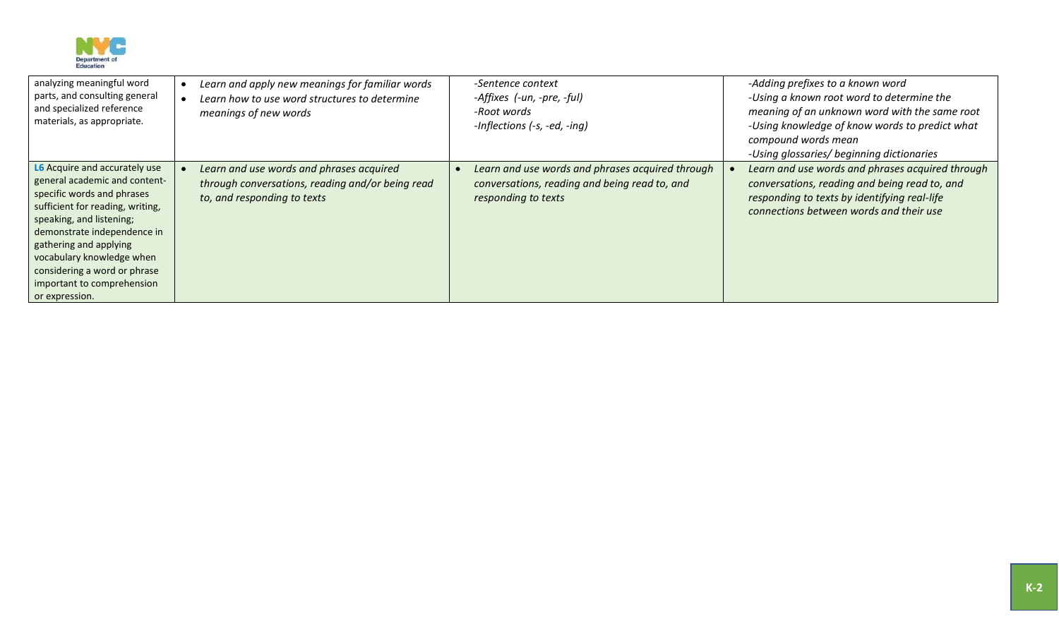| | | | |
|---|---|---|---|
| analyzing meaningful word parts, and consulting general and specialized reference materials, as appropriate. | • *Learn and apply new meanings for familiar words*<br>• *Learn how to use word structures to determine meanings of new words* | *-Sentence context*<br>*-Affixes (-un, -pre, -ful)*<br>*-Root words*<br>*-Inflections (-s, -ed, -ing)* | *-Adding prefixes to a known word*<br>*-Using a known root word to determine the meaning of an unknown word with the same root*<br>*-Using knowledge of know words to predict what compound words mean*<br>*-Using glossaries/ beginning dictionaries* |
| **L6** Acquire and accurately use general academic and content-specific words and phrases sufficient for reading, writing, speaking, and listening; demonstrate independence in gathering and applying vocabulary knowledge when considering a word or phrase important to comprehension or expression. | • *Learn and use words and phrases acquired through conversations, reading and/or being read to, and responding to texts* | • *Learn and use words and phrases acquired through conversations, reading and being read to, and responding to texts* | • *Learn and use words and phrases acquired through conversations, reading and being read to, and responding to texts by identifying real-life connections between words and their use* |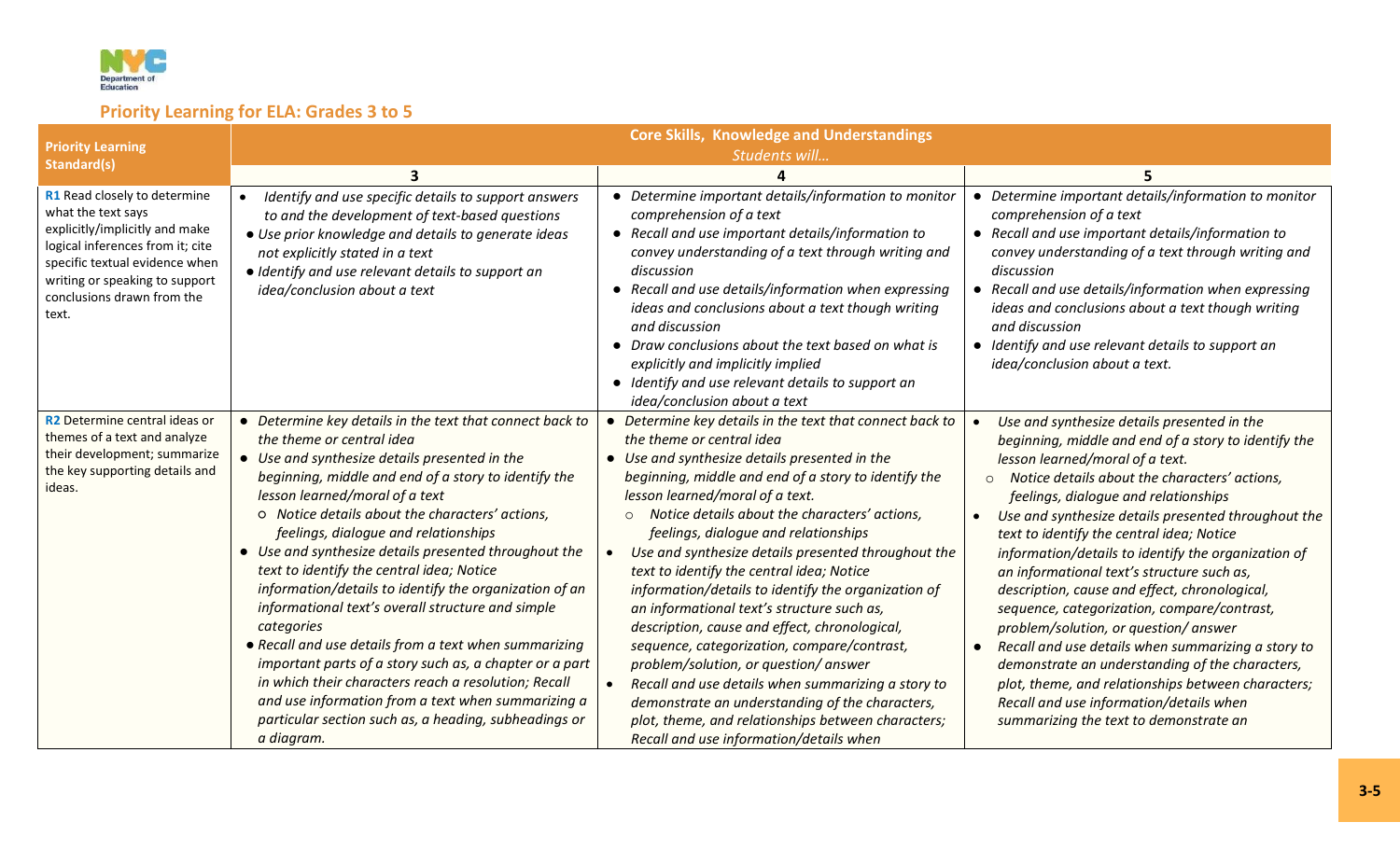## Priority Learning for ELA: Grades 3 to 5

| Priority Learning Standard(s) | Core Skills, Knowledge and Understandings *Students will…* | | |
|---|---|---|---|
| | **3** | **4** | **5** |
| **R1** Read closely to determine what the text says explicitly/implicitly and make logical inferences from it; cite specific textual evidence when writing or speaking to support conclusions drawn from the text. | • *Identify and use specific details to support answers to and the development of text-based questions*<br>• *Use prior knowledge and details to generate ideas not explicitly stated in a text*<br>• *Identify and use relevant details to support an idea/conclusion about a text* | • *Determine important details/information to monitor comprehension of a text*<br>• *Recall and use important details/information to convey understanding of a text through writing and discussion*<br>• *Recall and use details/information when expressing ideas and conclusions about a text though writing and discussion*<br>• *Draw conclusions about the text based on what is explicitly and implicitly implied*<br>• *Identify and use relevant details to support an idea/conclusion about a text* | • *Determine important details/information to monitor comprehension of a text*<br>• *Recall and use important details/information to convey understanding of a text through writing and discussion*<br>• *Recall and use details/information when expressing ideas and conclusions about a text though writing and discussion*<br>• *Identify and use relevant details to support an idea/conclusion about a text.* |
| **R2** Determine central ideas or themes of a text and analyze their development; summarize the key supporting details and ideas. | • *Determine key details in the text that connect back to the theme or central idea*<br>• *Use and synthesize details presented in the beginning, middle and end of a story to identify the lesson learned/moral of a text*<br>&nbsp;&nbsp;○ *Notice details about the characters' actions, feelings, dialogue and relationships*<br>• *Use and synthesize details presented throughout the text to identify the central idea; Notice information/details to identify the organization of an informational text's overall structure and simple categories*<br>• *Recall and use details from a text when summarizing important parts of a story such as, a chapter or a part in which their characters reach a resolution; Recall and use information from a text when summarizing a particular section such as, a heading, subheadings or a diagram.* | • *Determine key details in the text that connect back to the theme or central idea*<br>• *Use and synthesize details presented in the beginning, middle and end of a story to identify the lesson learned/moral of a text.*<br>&nbsp;&nbsp;○ *Notice details about the characters' actions, feelings, dialogue and relationships*<br>• *Use and synthesize details presented throughout the text to identify the central idea; Notice information/details to identify the organization of an informational text's structure such as, description, cause and effect, chronological, sequence, categorization, compare/contrast, problem/solution, or question/ answer*<br>• *Recall and use details when summarizing a story to demonstrate an understanding of the characters, plot, theme, and relationships between characters; Recall and use information/details when* | • *Use and synthesize details presented in the beginning, middle and end of a story to identify the lesson learned/moral of a text.*<br>&nbsp;&nbsp;○ *Notice details about the characters' actions, feelings, dialogue and relationships*<br>• *Use and synthesize details presented throughout the text to identify the central idea; Notice information/details to identify the organization of an informational text's structure such as, description, cause and effect, chronological, sequence, categorization, compare/contrast, problem/solution, or question/ answer*<br>• *Recall and use details when summarizing a story to demonstrate an understanding of the characters, plot, theme, and relationships between characters; Recall and use information/details when summarizing the text to demonstrate an* |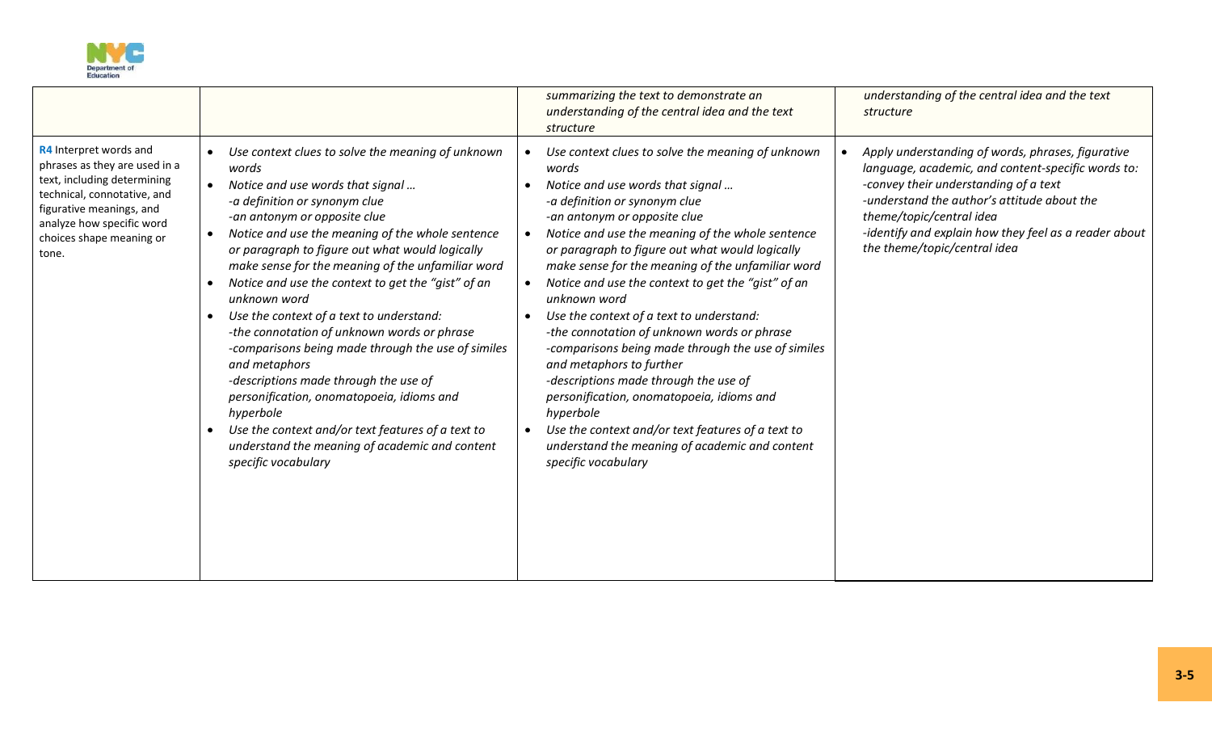| | | | |
|---|---|---|---|
| | | *summarizing the text to demonstrate an understanding of the central idea and the text structure* | *understanding of the central idea and the text structure* |
| **R4** Interpret words and phrases as they are used in a text, including determining technical, connotative, and figurative meanings, and analyze how specific word choices shape meaning or tone. | • *Use context clues to solve the meaning of unknown words*<br>• *Notice and use words that signal …*<br>*-a definition or synonym clue*<br>*-an antonym or opposite clue*<br>• *Notice and use the meaning of the whole sentence or paragraph to figure out what would logically make sense for the meaning of the unfamiliar word*<br>• *Notice and use the context to get the "gist" of an unknown word*<br>• *Use the context of a text to understand:*<br>*-the connotation of unknown words or phrase*<br>*-comparisons being made through the use of similes and metaphors*<br>*-descriptions made through the use of personification, onomatopoeia, idioms and hyperbole*<br>• *Use the context and/or text features of a text to understand the meaning of academic and content specific vocabulary* | • *Use context clues to solve the meaning of unknown words*<br>• *Notice and use words that signal …*<br>*-a definition or synonym clue*<br>*-an antonym or opposite clue*<br>• *Notice and use the meaning of the whole sentence or paragraph to figure out what would logically make sense for the meaning of the unfamiliar word*<br>• *Notice and use the context to get the "gist" of an unknown word*<br>• *Use the context of a text to understand:*<br>*-the connotation of unknown words or phrase*<br>*-comparisons being made through the use of similes and metaphors to further*<br>*-descriptions made through the use of personification, onomatopoeia, idioms and hyperbole*<br>• *Use the context and/or text features of a text to understand the meaning of academic and content specific vocabulary* | • *Apply understanding of words, phrases, figurative language, academic, and content-specific words to:*<br>*-convey their understanding of a text*<br>*-understand the author's attitude about the theme/topic/central idea*<br>*-identify and explain how they feel as a reader about the theme/topic/central idea* |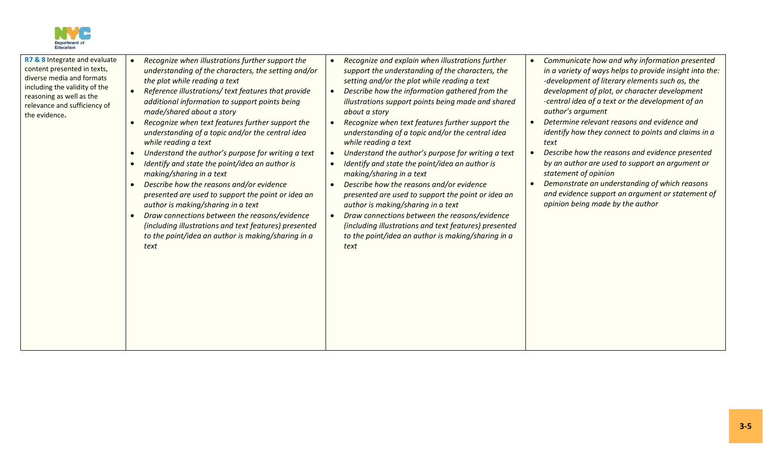| | | | |
|---|---|---|---|
| **R7 & 8** Integrate and evaluate content presented in texts, diverse media and formats including the validity of the reasoning as well as the relevance and sufficiency of the evidence**.** | • *Recognize when illustrations further support the understanding of the characters, the setting and/or the plot while reading a text*<br>• *Reference illustrations/ text features that provide additional information to support points being made/shared about a story*<br>• *Recognize when text features further support the understanding of a topic and/or the central idea while reading a text*<br>• *Understand the author's purpose for writing a text*<br>• *Identify and state the point/idea an author is making/sharing in a text*<br>• *Describe how the reasons and/or evidence presented are used to support the point or idea an author is making/sharing in a text*<br>• *Draw connections between the reasons/evidence (including illustrations and text features) presented to the point/idea an author is making/sharing in a text* | • *Recognize and explain when illustrations further support the understanding of the characters, the setting and/or the plot while reading a text*<br>• *Describe how the information gathered from the illustrations support points being made and shared about a story*<br>• *Recognize when text features further support the understanding of a topic and/or the central idea while reading a text*<br>• *Understand the author's purpose for writing a text*<br>• *Identify and state the point/idea an author is making/sharing in a text*<br>• *Describe how the reasons and/or evidence presented are used to support the point or idea an author is making/sharing in a text*<br>• *Draw connections between the reasons/evidence (including illustrations and text features) presented to the point/idea an author is making/sharing in a text* | • *Communicate how and why information presented in a variety of ways helps to provide insight into the:*<br>*-development of literary elements such as, the development of plot, or character development*<br>*-central idea of a text or the development of an author's argument*<br>• *Determine relevant reasons and evidence and identify how they connect to points and claims in a text*<br>• *Describe how the reasons and evidence presented by an author are used to support an argument or statement of opinion*<br>• *Demonstrate an understanding of which reasons and evidence support an argument or statement of opinion being made by the author* |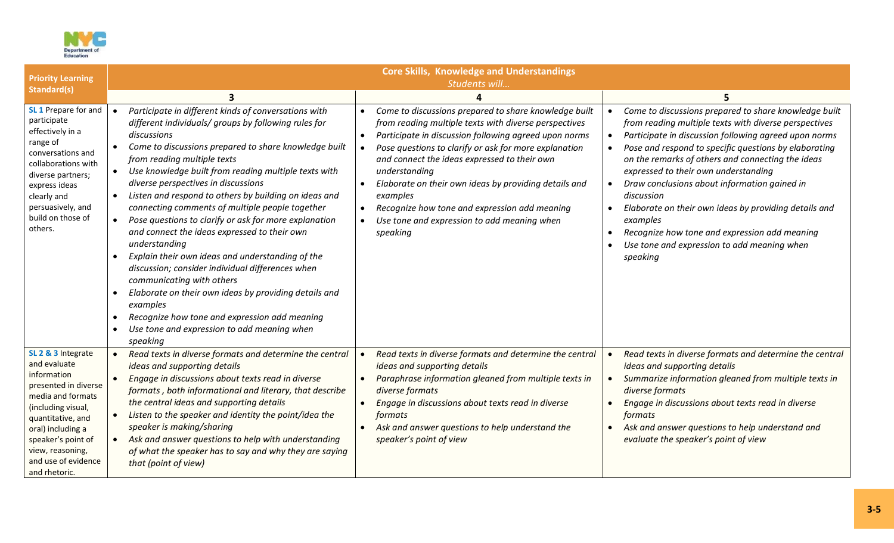| Priority Learning Standard(s) | Core Skills, Knowledge and Understandings<br>*Students will…* | | |
|---|---|---|---|
| | **3** | **4** | **5** |
| **SL 1** Prepare for and participate effectively in a range of conversations and collaborations with diverse partners; express ideas clearly and persuasively, and build on those of others. | • *Participate in different kinds of conversations with different individuals/ groups by following rules for discussions*<br>• *Come to discussions prepared to share knowledge built from reading multiple texts*<br>• *Use knowledge built from reading multiple texts with diverse perspectives in discussions*<br>• *Listen and respond to others by building on ideas and connecting comments of multiple people together*<br>• *Pose questions to clarify or ask for more explanation and connect the ideas expressed to their own understanding*<br>• *Explain their own ideas and understanding of the discussion; consider individual differences when communicating with others*<br>• *Elaborate on their own ideas by providing details and examples*<br>• *Recognize how tone and expression add meaning*<br>• *Use tone and expression to add meaning when speaking* | • *Come to discussions prepared to share knowledge built from reading multiple texts with diverse perspectives*<br>• *Participate in discussion following agreed upon norms*<br>• *Pose questions to clarify or ask for more explanation and connect the ideas expressed to their own understanding*<br>• *Elaborate on their own ideas by providing details and examples*<br>• *Recognize how tone and expression add meaning*<br>• *Use tone and expression to add meaning when speaking* | • *Come to discussions prepared to share knowledge built from reading multiple texts with diverse perspectives*<br>• *Participate in discussion following agreed upon norms*<br>• *Pose and respond to specific questions by elaborating on the remarks of others and connecting the ideas expressed to their own understanding*<br>• *Draw conclusions about information gained in discussion*<br>• *Elaborate on their own ideas by providing details and examples*<br>• *Recognize how tone and expression add meaning*<br>• *Use tone and expression to add meaning when speaking* |
| **SL 2 & 3** Integrate and evaluate information presented in diverse media and formats (including visual, quantitative, and oral) including a speaker's point of view, reasoning, and use of evidence and rhetoric. | • *Read texts in diverse formats and determine the central ideas and supporting details*<br>• *Engage in discussions about texts read in diverse formats , both informational and literary, that describe the central ideas and supporting details*<br>• *Listen to the speaker and identity the point/idea the speaker is making/sharing*<br>• *Ask and answer questions to help with understanding of what the speaker has to say and why they are saying that (point of view)* | • *Read texts in diverse formats and determine the central ideas and supporting details*<br>• *Paraphrase information gleaned from multiple texts in diverse formats*<br>• *Engage in discussions about texts read in diverse formats*<br>• *Ask and answer questions to help understand the speaker's point of view* | • *Read texts in diverse formats and determine the central ideas and supporting details*<br>• *Summarize information gleaned from multiple texts in diverse formats*<br>• *Engage in discussions about texts read in diverse formats*<br>• *Ask and answer questions to help understand and evaluate the speaker's point of view* |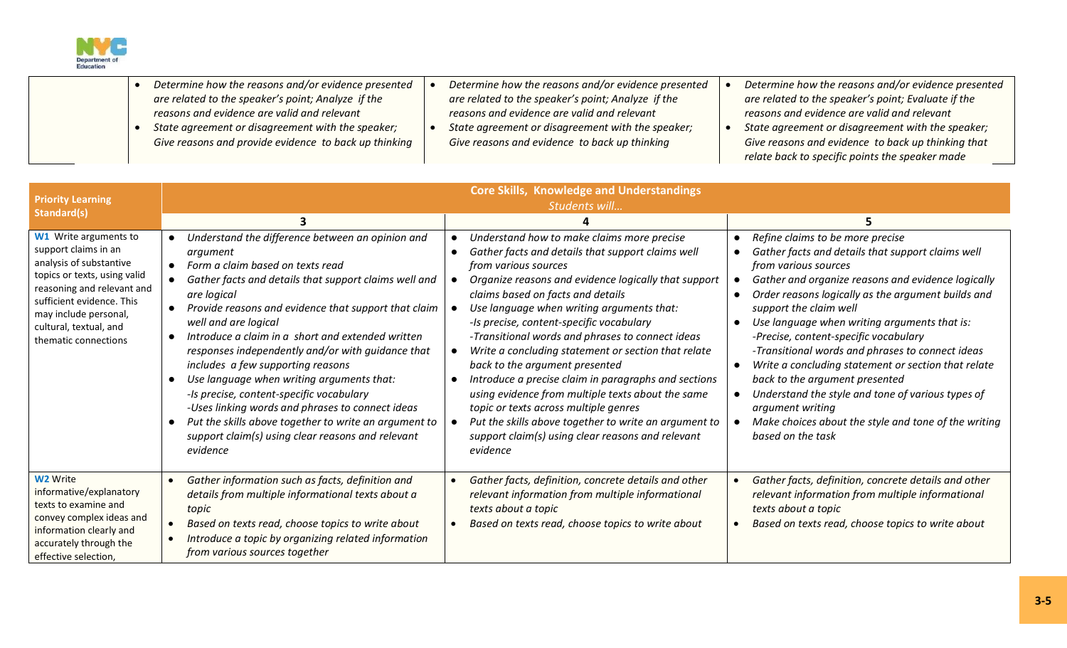| | | | |
|---|---|---|---|
| | • *Determine how the reasons and/or evidence presented are related to the speaker's point; Analyze if the reasons and evidence are valid and relevant*<br>• *State agreement or disagreement with the speaker; Give reasons and provide evidence to back up thinking* | • *Determine how the reasons and/or evidence presented are related to the speaker's point; Analyze if the reasons and evidence are valid and relevant*<br>• *State agreement or disagreement with the speaker; Give reasons and evidence to back up thinking* | • *Determine how the reasons and/or evidence presented are related to the speaker's point; Evaluate if the reasons and evidence are valid and relevant*<br>• *State agreement or disagreement with the speaker; Give reasons and evidence to back up thinking that relate back to specific points the speaker made* |

| **Priority Learning Standard(s)** | **Core Skills, Knowledge and Understandings** *Students will…* | | |
|---|---|---|---|
| | **3** | **4** | **5** |
| **W1** Write arguments to support claims in an analysis of substantive topics or texts, using valid reasoning and relevant and sufficient evidence. This may include personal, cultural, textual, and thematic connections | • *Understand the difference between an opinion and argument*<br>• *Form a claim based on texts read*<br>• *Gather facts and details that support claims well and are logical*<br>• *Provide reasons and evidence that support that claim well and are logical*<br>• *Introduce a claim in a short and extended written responses independently and/or with guidance that includes a few supporting reasons*<br>• *Use language when writing arguments that:*<br>*-Is precise, content-specific vocabulary*<br>*-Uses linking words and phrases to connect ideas*<br>• *Put the skills above together to write an argument to support claim(s) using clear reasons and relevant evidence* | • *Understand how to make claims more precise*<br>• *Gather facts and details that support claims well from various sources*<br>• *Organize reasons and evidence logically that support claims based on facts and details*<br>• *Use language when writing arguments that:*<br>*-Is precise, content-specific vocabulary*<br>*-Transitional words and phrases to connect ideas*<br>• *Write a concluding statement or section that relate back to the argument presented*<br>• *Introduce a precise claim in paragraphs and sections using evidence from multiple texts about the same topic or texts across multiple genres*<br>• *Put the skills above together to write an argument to support claim(s) using clear reasons and relevant evidence* | • *Refine claims to be more precise*<br>• *Gather facts and details that support claims well from various sources*<br>• *Gather and organize reasons and evidence logically*<br>• *Order reasons logically as the argument builds and support the claim well*<br>• *Use language when writing arguments that is:*<br>*-Precise, content-specific vocabulary*<br>*-Transitional words and phrases to connect ideas*<br>• *Write a concluding statement or section that relate back to the argument presented*<br>• *Understand the style and tone of various types of argument writing*<br>• *Make choices about the style and tone of the writing based on the task* |
| **W2** Write informative/explanatory texts to examine and convey complex ideas and information clearly and accurately through the effective selection, | • *Gather information such as facts, definition and details from multiple informational texts about a topic*<br>• *Based on texts read, choose topics to write about*<br>• *Introduce a topic by organizing related information from various sources together* | • *Gather facts, definition, concrete details and other relevant information from multiple informational texts about a topic*<br>• *Based on texts read, choose topics to write about* | • *Gather facts, definition, concrete details and other relevant information from multiple informational texts about a topic*<br>• *Based on texts read, choose topics to write about* |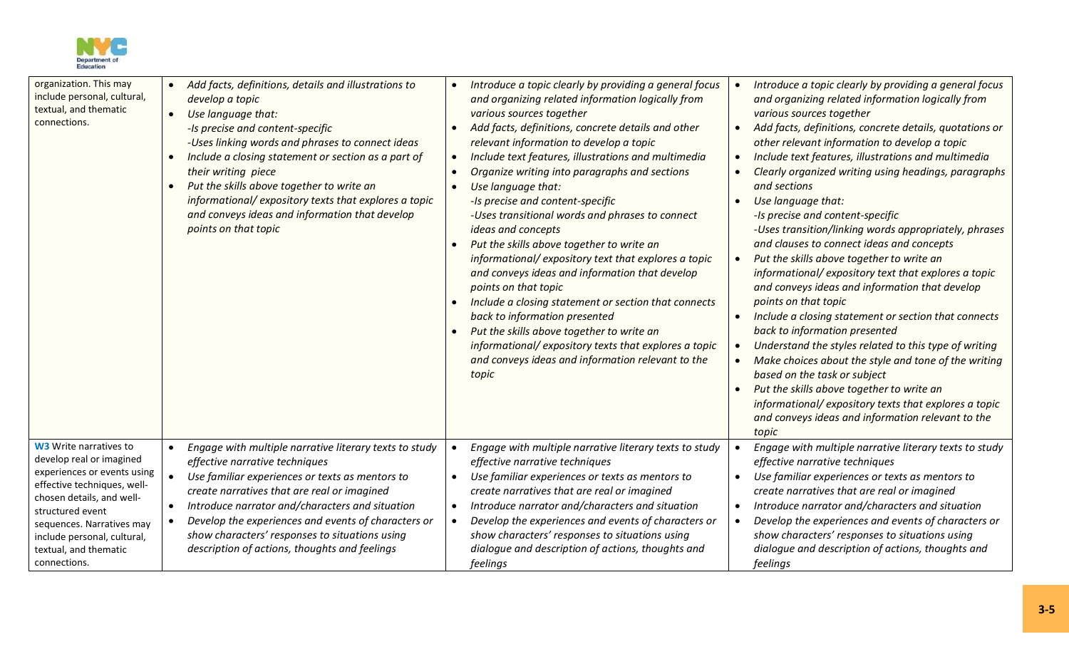| | | | |
|---|---|---|---|
| organization. This may include personal, cultural, textual, and thematic connections. | • *Add facts, definitions, details and illustrations to develop a topic*<br>• *Use language that:*<br>*-Is precise and content-specific*<br>*-Uses linking words and phrases to connect ideas*<br>• *Include a closing statement or section as a part of their writing piece*<br>• *Put the skills above together to write an informational/ expository texts that explores a topic and conveys ideas and information that develop points on that topic* | • *Introduce a topic clearly by providing a general focus and organizing related information logically from various sources together*<br>• *Add facts, definitions, concrete details and other relevant information to develop a topic*<br>• *Include text features, illustrations and multimedia*<br>• *Organize writing into paragraphs and sections*<br>• *Use language that:*<br>*-Is precise and content-specific*<br>*-Uses transitional words and phrases to connect ideas and concepts*<br>• *Put the skills above together to write an informational/ expository text that explores a topic and conveys ideas and information that develop points on that topic*<br>• *Include a closing statement or section that connects back to information presented*<br>• *Put the skills above together to write an informational/ expository texts that explores a topic and conveys ideas and information relevant to the topic* | • *Introduce a topic clearly by providing a general focus and organizing related information logically from various sources together*<br>• *Add facts, definitions, concrete details, quotations or other relevant information to develop a topic*<br>• *Include text features, illustrations and multimedia*<br>• *Clearly organized writing using headings, paragraphs and sections*<br>• *Use language that:*<br>*-Is precise and content-specific*<br>*-Uses transition/linking words appropriately, phrases and clauses to connect ideas and concepts*<br>• *Put the skills above together to write an informational/ expository text that explores a topic and conveys ideas and information that develop points on that topic*<br>• *Include a closing statement or section that connects back to information presented*<br>• *Understand the styles related to this type of writing*<br>• *Make choices about the style and tone of the writing based on the task or subject*<br>• *Put the skills above together to write an informational/ expository texts that explores a topic and conveys ideas and information relevant to the topic* |
| **W3** Write narratives to develop real or imagined experiences or events using effective techniques, well-chosen details, and well-structured event sequences. Narratives may include personal, cultural, textual, and thematic connections. | • *Engage with multiple narrative literary texts to study effective narrative techniques*<br>• *Use familiar experiences or texts as mentors to create narratives that are real or imagined*<br>• *Introduce narrator and/characters and situation*<br>• *Develop the experiences and events of characters or show characters' responses to situations using description of actions, thoughts and feelings* | • *Engage with multiple narrative literary texts to study effective narrative techniques*<br>• *Use familiar experiences or texts as mentors to create narratives that are real or imagined*<br>• *Introduce narrator and/characters and situation*<br>• *Develop the experiences and events of characters or show characters' responses to situations using dialogue and description of actions, thoughts and feelings* | • *Engage with multiple narrative literary texts to study effective narrative techniques*<br>• *Use familiar experiences or texts as mentors to create narratives that are real or imagined*<br>• *Introduce narrator and/characters and situation*<br>• *Develop the experiences and events of characters or show characters' responses to situations using dialogue and description of actions, thoughts and feelings* |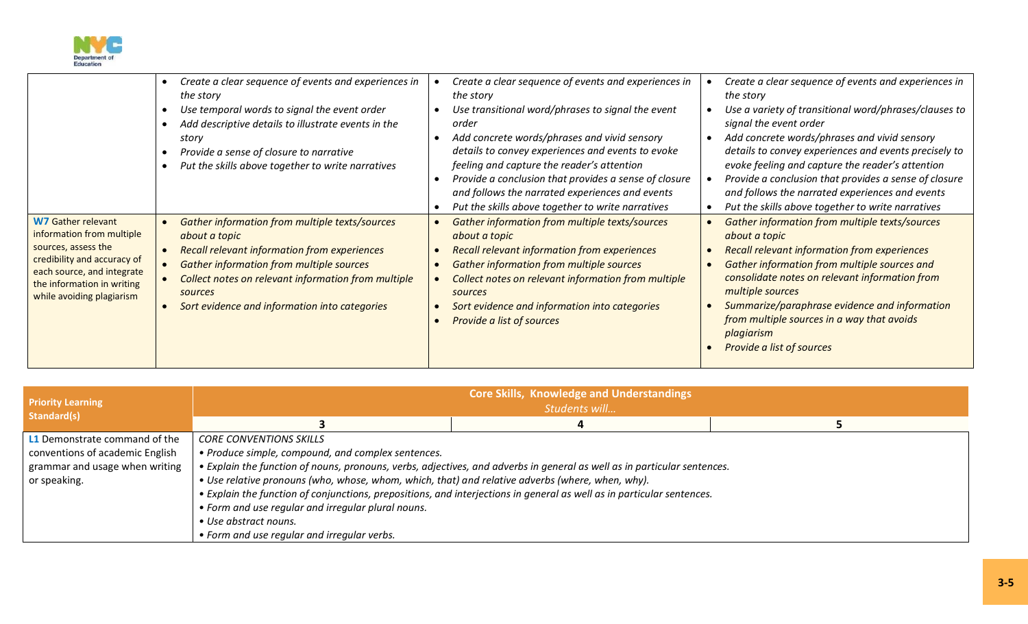| | | | |
|---|---|---|---|
| | • *Create a clear sequence of events and experiences in the story*<br>• *Use temporal words to signal the event order*<br>• *Add descriptive details to illustrate events in the story*<br>• *Provide a sense of closure to narrative*<br>• *Put the skills above together to write narratives* | • *Create a clear sequence of events and experiences in the story*<br>• *Use transitional word/phrases to signal the event order*<br>• *Add concrete words/phrases and vivid sensory details to convey experiences and events to evoke feeling and capture the reader's attention*<br>• *Provide a conclusion that provides a sense of closure and follows the narrated experiences and events*<br>• *Put the skills above together to write narratives* | • *Create a clear sequence of events and experiences in the story*<br>• *Use a variety of transitional word/phrases/clauses to signal the event order*<br>• *Add concrete words/phrases and vivid sensory details to convey experiences and events precisely to evoke feeling and capture the reader's attention*<br>• *Provide a conclusion that provides a sense of closure and follows the narrated experiences and events*<br>• *Put the skills above together to write narratives* |
| **W7** Gather relevant information from multiple sources, assess the credibility and accuracy of each source, and integrate the information in writing while avoiding plagiarism | • *Gather information from multiple texts/sources about a topic*<br>• *Recall relevant information from experiences*<br>• *Gather information from multiple sources*<br>• *Collect notes on relevant information from multiple sources*<br>• *Sort evidence and information into categories* | • *Gather information from multiple texts/sources about a topic*<br>• *Recall relevant information from experiences*<br>• *Gather information from multiple sources*<br>• *Collect notes on relevant information from multiple sources*<br>• *Sort evidence and information into categories*<br>• *Provide a list of sources* | • *Gather information from multiple texts/sources about a topic*<br>• *Recall relevant information from experiences*<br>• *Gather information from multiple sources and consolidate notes on relevant information from multiple sources*<br>• *Summarize/paraphrase evidence and information from multiple sources in a way that avoids plagiarism*<br>• *Provide a list of sources* |

| Priority Learning Standard(s) | Core Skills, Knowledge and Understandings *Students will…* | | |
|---|---|---|---|
| | **3** | **4** | **5** |
| **L1** Demonstrate command of the conventions of academic English grammar and usage when writing or speaking. | *CORE CONVENTIONS SKILLS*<br>• *Produce simple, compound, and complex sentences.*<br>• *Explain the function of nouns, pronouns, verbs, adjectives, and adverbs in general as well as in particular sentences.*<br>• *Use relative pronouns (who, whose, whom, which, that) and relative adverbs (where, when, why).*<br>• *Explain the function of conjunctions, prepositions, and interjections in general as well as in particular sentences.*<br>• *Form and use regular and irregular plural nouns.*<br>• *Use abstract nouns.*<br>• *Form and use regular and irregular verbs.* | | |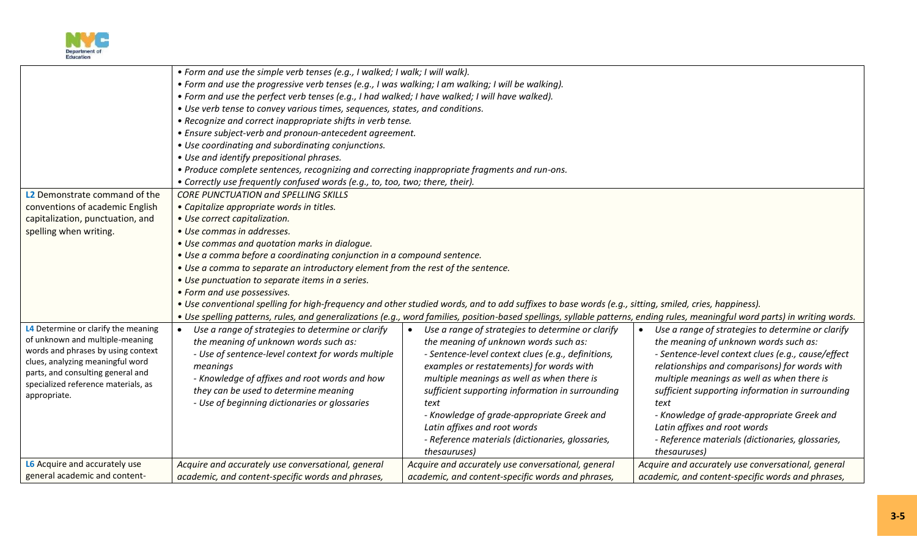| | | | |
|---|---|---|---|
| | *• Form and use the simple verb tenses (e.g., I walked; I walk; I will walk).*<br>*• Form and use the progressive verb tenses (e.g., I was walking; I am walking; I will be walking).*<br>*• Form and use the perfect verb tenses (e.g., I had walked; I have walked; I will have walked).*<br>*• Use verb tense to convey various times, sequences, states, and conditions.*<br>*• Recognize and correct inappropriate shifts in verb tense.*<br>*• Ensure subject-verb and pronoun-antecedent agreement.*<br>*• Use coordinating and subordinating conjunctions.*<br>*• Use and identify prepositional phrases.*<br>*• Produce complete sentences, recognizing and correcting inappropriate fragments and run-ons.*<br>*• Correctly use frequently confused words (e.g., to, too, two; there, their).* | | |
| **L2** Demonstrate command of the conventions of academic English capitalization, punctuation, and spelling when writing. | *CORE PUNCTUATION and SPELLING SKILLS*<br>*• Capitalize appropriate words in titles.*<br>*• Use correct capitalization.*<br>*• Use commas in addresses.*<br>*• Use commas and quotation marks in dialogue.*<br>*• Use a comma before a coordinating conjunction in a compound sentence.*<br>*• Use a comma to separate an introductory element from the rest of the sentence.*<br>*• Use punctuation to separate items in a series.*<br>*• Form and use possessives.*<br>*• Use conventional spelling for high-frequency and other studied words, and to add suffixes to base words (e.g., sitting, smiled, cries, happiness).*<br>*• Use spelling patterns, rules, and generalizations (e.g., word families, position-based spellings, syllable patterns, ending rules, meaningful word parts) in writing words.* | | |
| **L4** Determine or clarify the meaning of unknown and multiple-meaning words and phrases by using context clues, analyzing meaningful word parts, and consulting general and specialized reference materials, as appropriate. | *• Use a range of strategies to determine or clarify the meaning of unknown words such as:*<br>*- Use of sentence-level context for words multiple meanings*<br>*- Knowledge of affixes and root words and how they can be used to determine meaning*<br>*- Use of beginning dictionaries or glossaries* | *• Use a range of strategies to determine or clarify the meaning of unknown words such as:*<br>*- Sentence-level context clues (e.g., definitions, examples or restatements) for words with multiple meanings as well as when there is sufficient supporting information in surrounding text*<br>*- Knowledge of grade-appropriate Greek and Latin affixes and root words*<br>*- Reference materials (dictionaries, glossaries, thesauruses)* | *• Use a range of strategies to determine or clarify the meaning of unknown words such as:*<br>*- Sentence-level context clues (e.g., cause/effect relationships and comparisons) for words with multiple meanings as well as when there is sufficient supporting information in surrounding text*<br>*- Knowledge of grade-appropriate Greek and Latin affixes and root words*<br>*- Reference materials (dictionaries, glossaries, thesauruses)* |
| **L6** Acquire and accurately use general academic and content- | *Acquire and accurately use conversational, general academic, and content-specific words and phrases,* | *Acquire and accurately use conversational, general academic, and content-specific words and phrases,* | *Acquire and accurately use conversational, general academic, and content-specific words and phrases,* |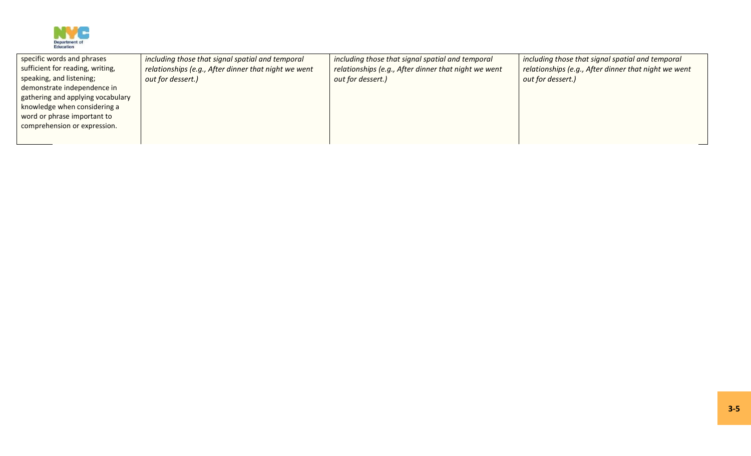| | | | |
|---|---|---|---|
| specific words and phrases sufficient for reading, writing, speaking, and listening; demonstrate independence in gathering and applying vocabulary knowledge when considering a word or phrase important to comprehension or expression. | *including those that signal spatial and temporal relationships (e.g., After dinner that night we went out for dessert.)* | *including those that signal spatial and temporal relationships (e.g., After dinner that night we went out for dessert.)* | *including those that signal spatial and temporal relationships (e.g., After dinner that night we went out for dessert.)* |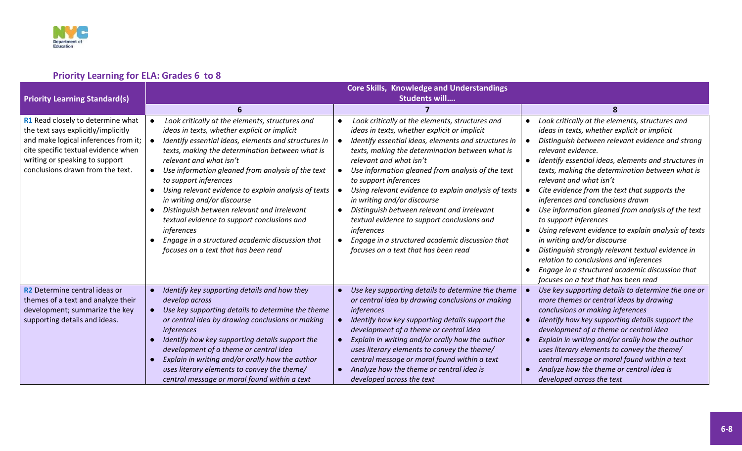## Priority Learning for ELA: Grades 6 to 8

| Priority Learning Standard(s) | Core Skills, Knowledge and Understandings Students will.... | | |
|---|---|---|---|
| | 6 | 7 | 8 |
| **R1** Read closely to determine what the text says explicitly/implicitly and make logical inferences from it; cite specific textual evidence when writing or speaking to support conclusions drawn from the text. | • *Look critically at the elements, structures and ideas in texts, whether explicit or implicit*<br>• *Identify essential ideas, elements and structures in texts, making the determination between what is relevant and what isn't*<br>• *Use information gleaned from analysis of the text to support inferences*<br>• *Using relevant evidence to explain analysis of texts in writing and/or discourse*<br>• *Distinguish between relevant and irrelevant textual evidence to support conclusions and inferences*<br>• *Engage in a structured academic discussion that focuses on a text that has been read* | • *Look critically at the elements, structures and ideas in texts, whether explicit or implicit*<br>• *Identify essential ideas, elements and structures in texts, making the determination between what is relevant and what isn't*<br>• *Use information gleaned from analysis of the text to support inferences*<br>• *Using relevant evidence to explain analysis of texts in writing and/or discourse*<br>• *Distinguish between relevant and irrelevant textual evidence to support conclusions and inferences*<br>• *Engage in a structured academic discussion that focuses on a text that has been read* | • *Look critically at the elements, structures and ideas in texts, whether explicit or implicit*<br>• *Distinguish between relevant evidence and strong relevant evidence.*<br>• *Identify essential ideas, elements and structures in texts, making the determination between what is relevant and what isn't*<br>• *Cite evidence from the text that supports the inferences and conclusions drawn*<br>• *Use information gleaned from analysis of the text to support inferences*<br>• *Using relevant evidence to explain analysis of texts in writing and/or discourse*<br>• *Distinguish strongly relevant textual evidence in relation to conclusions and inferences*<br>• *Engage in a structured academic discussion that focuses on a text that has been read* |
| **R2** Determine central ideas or themes of a text and analyze their development; summarize the key supporting details and ideas. | • *Identify key supporting details and how they develop across*<br>• *Use key supporting details to determine the theme or central idea by drawing conclusions or making inferences*<br>• *Identify how key supporting details support the development of a theme or central idea*<br>• *Explain in writing and/or orally how the author uses literary elements to convey the theme/ central message or moral found within a text* | • *Use key supporting details to determine the theme or central idea by drawing conclusions or making inferences*<br>• *Identify how key supporting details support the development of a theme or central idea*<br>• *Explain in writing and/or orally how the author uses literary elements to convey the theme/ central message or moral found within a text*<br>• *Analyze how the theme or central idea is developed across the text* | • *Use key supporting details to determine the one or more themes or central ideas by drawing conclusions or making inferences*<br>• *Identify how key supporting details support the development of a theme or central idea*<br>• *Explain in writing and/or orally how the author uses literary elements to convey the theme/ central message or moral found within a text*<br>• *Analyze how the theme or central idea is developed across the text* |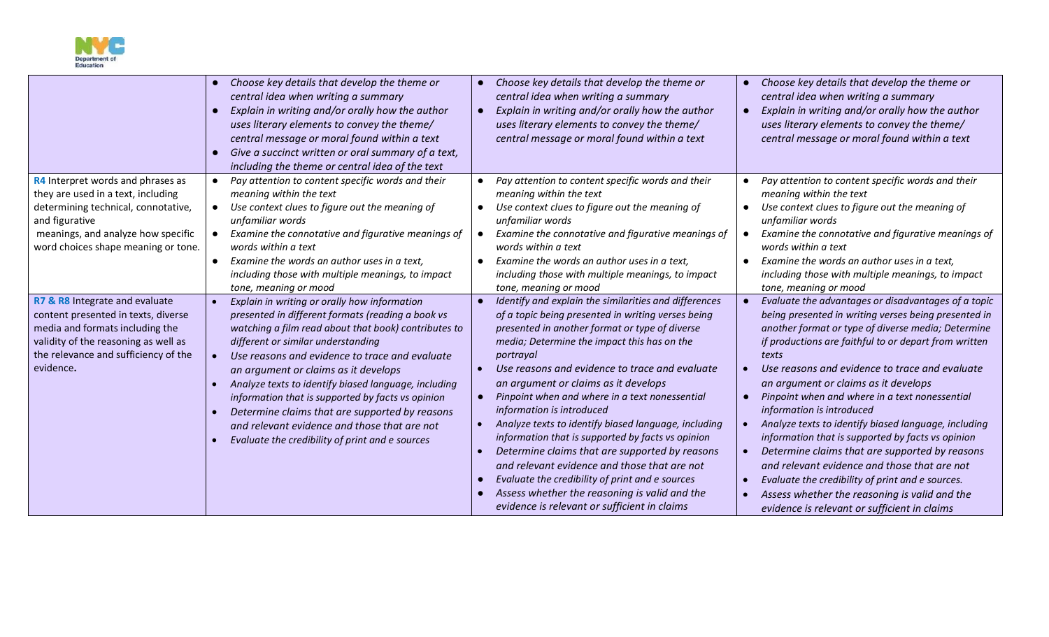| | | | |
|---|---|---|---|
| | • *Choose key details that develop the theme or central idea when writing a summary*<br>• *Explain in writing and/or orally how the author uses literary elements to convey the theme/ central message or moral found within a text*<br>• *Give a succinct written or oral summary of a text, including the theme or central idea of the text* | • *Choose key details that develop the theme or central idea when writing a summary*<br>• *Explain in writing and/or orally how the author uses literary elements to convey the theme/ central message or moral found within a text* | • *Choose key details that develop the theme or central idea when writing a summary*<br>• *Explain in writing and/or orally how the author uses literary elements to convey the theme/ central message or moral found within a text* |
| **R4** Interpret words and phrases as they are used in a text, including determining technical, connotative, and figurative meanings, and analyze how specific word choices shape meaning or tone. | • *Pay attention to content specific words and their meaning within the text*<br>• *Use context clues to figure out the meaning of unfamiliar words*<br>• *Examine the connotative and figurative meanings of words within a text*<br>• *Examine the words an author uses in a text, including those with multiple meanings, to impact tone, meaning or mood* | • *Pay attention to content specific words and their meaning within the text*<br>• *Use context clues to figure out the meaning of unfamiliar words*<br>• *Examine the connotative and figurative meanings of words within a text*<br>• *Examine the words an author uses in a text, including those with multiple meanings, to impact tone, meaning or mood* | • *Pay attention to content specific words and their meaning within the text*<br>• *Use context clues to figure out the meaning of unfamiliar words*<br>• *Examine the connotative and figurative meanings of words within a text*<br>• *Examine the words an author uses in a text, including those with multiple meanings, to impact tone, meaning or mood* |
| **R7 & R8** Integrate and evaluate content presented in texts, diverse media and formats including the validity of the reasoning as well as the relevance and sufficiency of the evidence**.** | • *Explain in writing or orally how information presented in different formats (reading a book vs watching a film read about that book) contributes to different or similar understanding*<br>• *Use reasons and evidence to trace and evaluate an argument or claims as it develops*<br>• *Analyze texts to identify biased language, including information that is supported by facts vs opinion*<br>• *Determine claims that are supported by reasons and relevant evidence and those that are not*<br>• *Evaluate the credibility of print and e sources* | • *Identify and explain the similarities and differences of a topic being presented in writing verses being presented in another format or type of diverse media; Determine the impact this has on the portrayal*<br>• *Use reasons and evidence to trace and evaluate an argument or claims as it develops*<br>• *Pinpoint when and where in a text nonessential information is introduced*<br>• *Analyze texts to identify biased language, including information that is supported by facts vs opinion*<br>• *Determine claims that are supported by reasons and relevant evidence and those that are not*<br>• *Evaluate the credibility of print and e sources*<br>• *Assess whether the reasoning is valid and the evidence is relevant or sufficient in claims* | • *Evaluate the advantages or disadvantages of a topic being presented in writing verses being presented in another format or type of diverse media; Determine if productions are faithful to or depart from written texts*<br>• *Use reasons and evidence to trace and evaluate an argument or claims as it develops*<br>• *Pinpoint when and where in a text nonessential information is introduced*<br>• *Analyze texts to identify biased language, including information that is supported by facts vs opinion*<br>• *Determine claims that are supported by reasons and relevant evidence and those that are not*<br>• *Evaluate the credibility of print and e sources.*<br>• *Assess whether the reasoning is valid and the evidence is relevant or sufficient in claims* |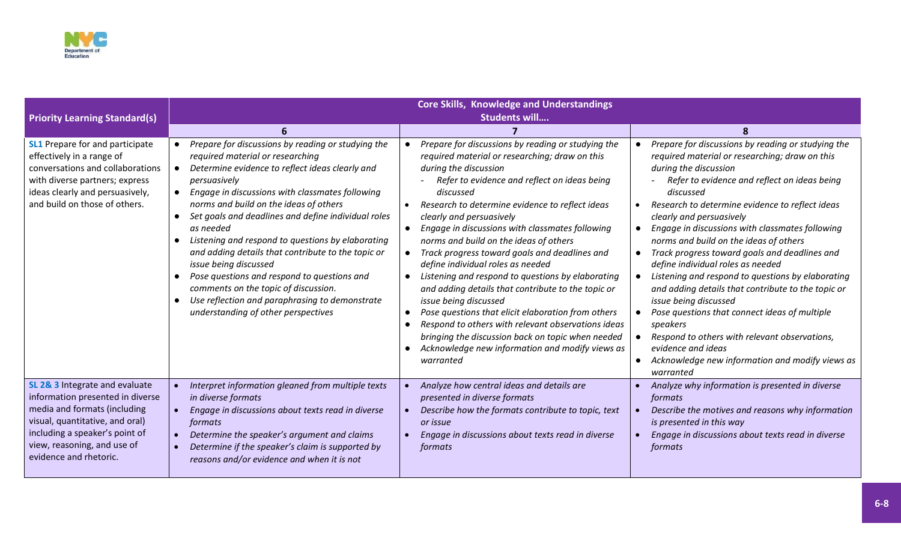| Priority Learning Standard(s) | Core Skills, Knowledge and Understandings<br>Students will…. | | |
|---|---|---|---|
| | **6** | **7** | **8** |
| **SL1** Prepare for and participate effectively in a range of conversations and collaborations with diverse partners; express ideas clearly and persuasively, and build on those of others. | • *Prepare for discussions by reading or studying the required material or researching*<br>• *Determine evidence to reflect ideas clearly and persuasively*<br>• *Engage in discussions with classmates following norms and build on the ideas of others*<br>• *Set goals and deadlines and define individual roles as needed*<br>• *Listening and respond to questions by elaborating and adding details that contribute to the topic or issue being discussed*<br>• *Pose questions and respond to questions and comments on the topic of discussion.*<br>• *Use reflection and paraphrasing to demonstrate understanding of other perspectives* | • *Prepare for discussions by reading or studying the required material or researching; draw on this during the discussion*<br>  - *Refer to evidence and reflect on ideas being discussed*<br>• *Research to determine evidence to reflect ideas clearly and persuasively*<br>• *Engage in discussions with classmates following norms and build on the ideas of others*<br>• *Track progress toward goals and deadlines and define individual roles as needed*<br>• *Listening and respond to questions by elaborating and adding details that contribute to the topic or issue being discussed*<br>• *Pose questions that elicit elaboration from others*<br>• *Respond to others with relevant observations ideas bringing the discussion back on topic when needed*<br>• *Acknowledge new information and modify views as warranted* | • *Prepare for discussions by reading or studying the required material or researching; draw on this during the discussion*<br>  - *Refer to evidence and reflect on ideas being discussed*<br>• *Research to determine evidence to reflect ideas clearly and persuasively*<br>• *Engage in discussions with classmates following norms and build on the ideas of others*<br>• *Track progress toward goals and deadlines and define individual roles as needed*<br>• *Listening and respond to questions by elaborating and adding details that contribute to the topic or issue being discussed*<br>• *Pose questions that connect ideas of multiple speakers*<br>• *Respond to others with relevant observations, evidence and ideas*<br>• *Acknowledge new information and modify views as warranted* |
| **SL 2& 3** Integrate and evaluate information presented in diverse media and formats (including visual, quantitative, and oral) including a speaker's point of view, reasoning, and use of evidence and rhetoric. | • *Interpret information gleaned from multiple texts in diverse formats*<br>• *Engage in discussions about texts read in diverse formats*<br>• *Determine the speaker's argument and claims*<br>• *Determine if the speaker's claim is supported by reasons and/or evidence and when it is not* | • *Analyze how central ideas and details are presented in diverse formats*<br>• *Describe how the formats contribute to topic, text or issue*<br>• *Engage in discussions about texts read in diverse formats* | • *Analyze why information is presented in diverse formats*<br>• *Describe the motives and reasons why information is presented in this way*<br>• *Engage in discussions about texts read in diverse formats* |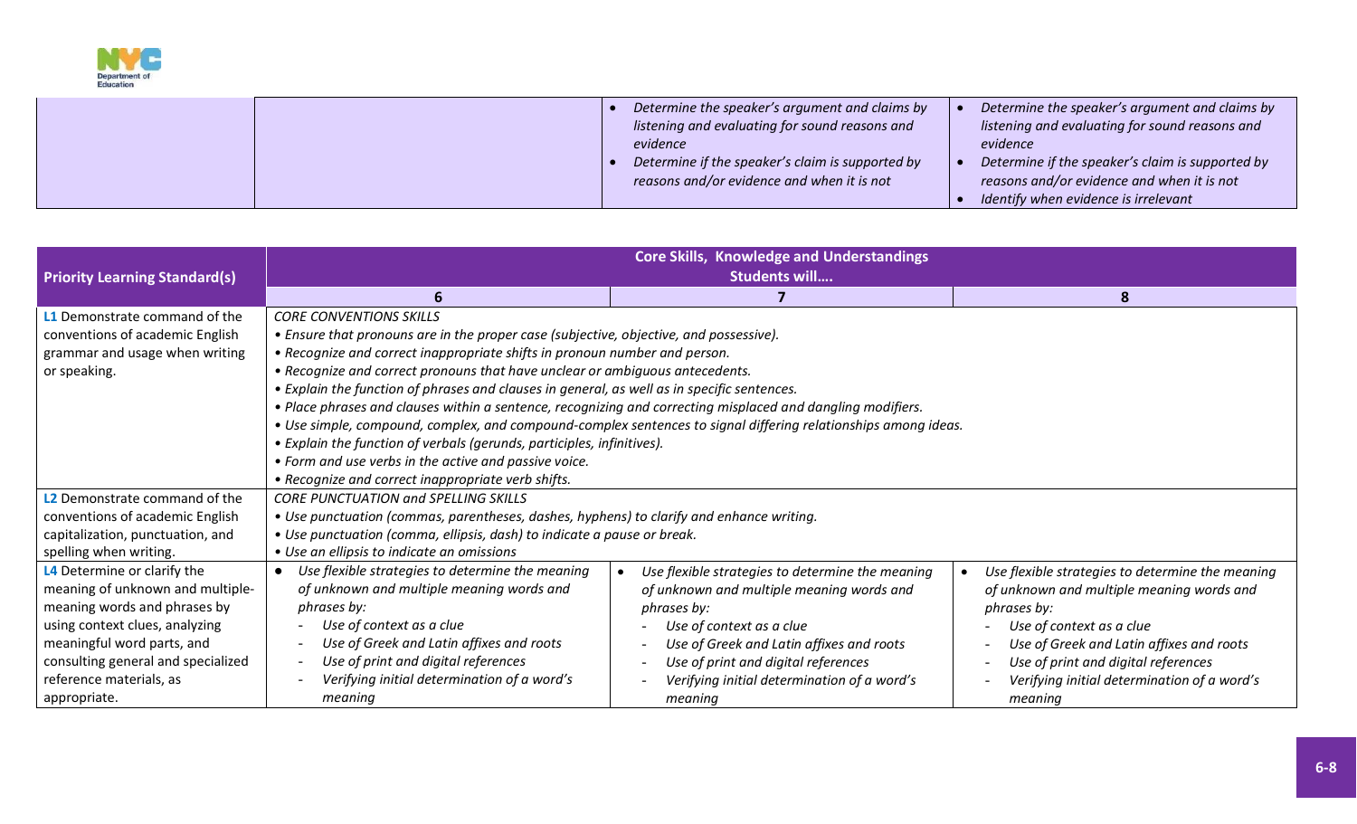| | | | |
|---|---|---|---|
| | | • *Determine the speaker's argument and claims by listening and evaluating for sound reasons and evidence*<br>• *Determine if the speaker's claim is supported by reasons and/or evidence and when it is not* | • *Determine the speaker's argument and claims by listening and evaluating for sound reasons and evidence*<br>• *Determine if the speaker's claim is supported by reasons and/or evidence and when it is not*<br>• *Identify when evidence is irrelevant* |

| **Priority Learning Standard(s)** | **Core Skills, Knowledge and Understandings Students will….** | | |
|---|---|---|---|
| | **6** | **7** | **8** |
| L1 Demonstrate command of the conventions of academic English grammar and usage when writing or speaking. | *CORE CONVENTIONS SKILLS*<br>*• Ensure that pronouns are in the proper case (subjective, objective, and possessive).*<br>*• Recognize and correct inappropriate shifts in pronoun number and person.*<br>*• Recognize and correct pronouns that have unclear or ambiguous antecedents.*<br>*• Explain the function of phrases and clauses in general, as well as in specific sentences.*<br>*• Place phrases and clauses within a sentence, recognizing and correcting misplaced and dangling modifiers.*<br>*• Use simple, compound, complex, and compound-complex sentences to signal differing relationships among ideas.*<br>*• Explain the function of verbals (gerunds, participles, infinitives).*<br>*• Form and use verbs in the active and passive voice.*<br>*• Recognize and correct inappropriate verb shifts.* | | |
| L2 Demonstrate command of the conventions of academic English capitalization, punctuation, and spelling when writing. | *CORE PUNCTUATION and SPELLING SKILLS*<br>*• Use punctuation (commas, parentheses, dashes, hyphens) to clarify and enhance writing.*<br>*• Use punctuation (comma, ellipsis, dash) to indicate a pause or break.*<br>*• Use an ellipsis to indicate an omissions* | | |
| L4 Determine or clarify the meaning of unknown and multiple-meaning words and phrases by using context clues, analyzing meaningful word parts, and consulting general and specialized reference materials, as appropriate. | • *Use flexible strategies to determine the meaning of unknown and multiple meaning words and phrases by:*<br>- *Use of context as a clue*<br>- *Use of Greek and Latin affixes and roots*<br>- *Use of print and digital references*<br>- *Verifying initial determination of a word's meaning* | • *Use flexible strategies to determine the meaning of unknown and multiple meaning words and phrases by:*<br>- *Use of context as a clue*<br>- *Use of Greek and Latin affixes and roots*<br>- *Use of print and digital references*<br>- *Verifying initial determination of a word's meaning* | • *Use flexible strategies to determine the meaning of unknown and multiple meaning words and phrases by:*<br>- *Use of context as a clue*<br>- *Use of Greek and Latin affixes and roots*<br>- *Use of print and digital references*<br>- *Verifying initial determination of a word's meaning* |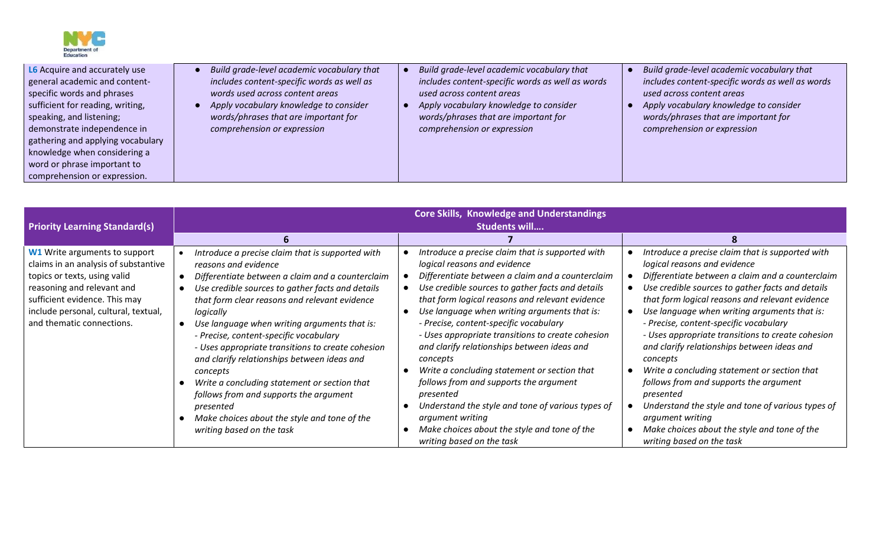| | | | |
|---|---|---|---|
| **L6** Acquire and accurately use general academic and content-specific words and phrases sufficient for reading, writing, speaking, and listening; demonstrate independence in gathering and applying vocabulary knowledge when considering a word or phrase important to comprehension or expression. | • *Build grade-level academic vocabulary that includes content-specific words as well as words used across content areas*<br>• *Apply vocabulary knowledge to consider words/phrases that are important for comprehension or expression* | • *Build grade-level academic vocabulary that includes content-specific words as well as words used across content areas*<br>• *Apply vocabulary knowledge to consider words/phrases that are important for comprehension or expression* | • *Build grade-level academic vocabulary that includes content-specific words as well as words used across content areas*<br>• *Apply vocabulary knowledge to consider words/phrases that are important for comprehension or expression* |

| Priority Learning Standard(s) | Core Skills, Knowledge and Understandings Students will…. | | |
|---|---|---|---|
| | **6** | **7** | **8** |
| **W1** Write arguments to support claims in an analysis of substantive topics or texts, using valid reasoning and relevant and sufficient evidence. This may include personal, cultural, textual, and thematic connections. | • *Introduce a precise claim that is supported with reasons and evidence*<br>• *Differentiate between a claim and a counterclaim*<br>• *Use credible sources to gather facts and details that form clear reasons and relevant evidence logically*<br>• *Use language when writing arguments that is:*<br>*- Precise, content-specific vocabulary*<br>*- Uses appropriate transitions to create cohesion and clarify relationships between ideas and concepts*<br>• *Write a concluding statement or section that follows from and supports the argument presented*<br>• *Make choices about the style and tone of the writing based on the task* | • *Introduce a precise claim that is supported with logical reasons and evidence*<br>• *Differentiate between a claim and a counterclaim*<br>• *Use credible sources to gather facts and details that form logical reasons and relevant evidence*<br>• *Use language when writing arguments that is:*<br>*- Precise, content-specific vocabulary*<br>*- Uses appropriate transitions to create cohesion and clarify relationships between ideas and concepts*<br>• *Write a concluding statement or section that follows from and supports the argument presented*<br>• *Understand the style and tone of various types of argument writing*<br>• *Make choices about the style and tone of the writing based on the task* | • *Introduce a precise claim that is supported with logical reasons and evidence*<br>• *Differentiate between a claim and a counterclaim*<br>• *Use credible sources to gather facts and details that form logical reasons and relevant evidence*<br>• *Use language when writing arguments that is:*<br>*- Precise, content-specific vocabulary*<br>*- Uses appropriate transitions to create cohesion and clarify relationships between ideas and concepts*<br>• *Write a concluding statement or section that follows from and supports the argument presented*<br>• *Understand the style and tone of various types of argument writing*<br>• *Make choices about the style and tone of the writing based on the task* |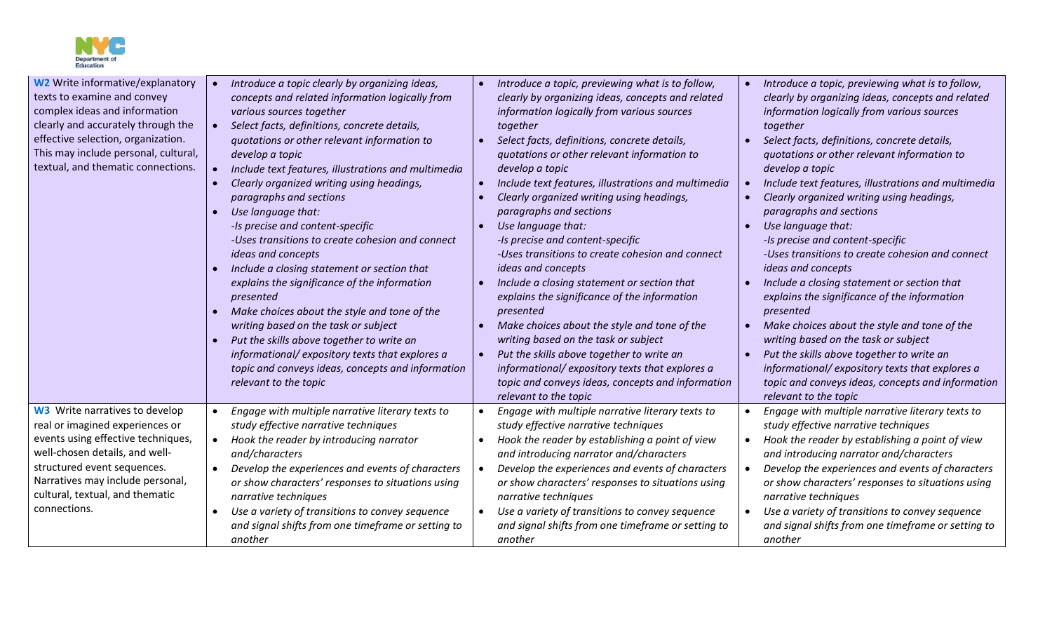| | | | |
|---|---|---|---|
| **W2** Write informative/explanatory texts to examine and convey complex ideas and information clearly and accurately through the effective selection, organization. This may include personal, cultural, textual, and thematic connections. | • *Introduce a topic clearly by organizing ideas, concepts and related information logically from various sources together*<br>• *Select facts, definitions, concrete details, quotations or other relevant information to develop a topic*<br>• *Include text features, illustrations and multimedia*<br>• *Clearly organized writing using headings, paragraphs and sections*<br>• *Use language that:*<br>*-Is precise and content-specific*<br>*-Uses transitions to create cohesion and connect ideas and concepts*<br>• *Include a closing statement or section that explains the significance of the information presented*<br>• *Make choices about the style and tone of the writing based on the task or subject*<br>• *Put the skills above together to write an informational/ expository texts that explores a topic and conveys ideas, concepts and information relevant to the topic* | • *Introduce a topic, previewing what is to follow, clearly by organizing ideas, concepts and related information logically from various sources together*<br>• *Select facts, definitions, concrete details, quotations or other relevant information to develop a topic*<br>• *Include text features, illustrations and multimedia*<br>• *Clearly organized writing using headings, paragraphs and sections*<br>• *Use language that:*<br>*-Is precise and content-specific*<br>*-Uses transitions to create cohesion and connect ideas and concepts*<br>• *Include a closing statement or section that explains the significance of the information presented*<br>• *Make choices about the style and tone of the writing based on the task or subject*<br>• *Put the skills above together to write an informational/ expository texts that explores a topic and conveys ideas, concepts and information relevant to the topic* | • *Introduce a topic, previewing what is to follow, clearly by organizing ideas, concepts and related information logically from various sources together*<br>• *Select facts, definitions, concrete details, quotations or other relevant information to develop a topic*<br>• *Include text features, illustrations and multimedia*<br>• *Clearly organized writing using headings, paragraphs and sections*<br>• *Use language that:*<br>*-Is precise and content-specific*<br>*-Uses transitions to create cohesion and connect ideas and concepts*<br>• *Include a closing statement or section that explains the significance of the information presented*<br>• *Make choices about the style and tone of the writing based on the task or subject*<br>• *Put the skills above together to write an informational/ expository texts that explores a topic and conveys ideas, concepts and information relevant to the topic* |
| **W3** Write narratives to develop real or imagined experiences or events using effective techniques, well-chosen details, and well-structured event sequences. Narratives may include personal, cultural, textual, and thematic connections. | • *Engage with multiple narrative literary texts to study effective narrative techniques*<br>• *Hook the reader by introducing narrator and/characters*<br>• *Develop the experiences and events of characters or show characters' responses to situations using narrative techniques*<br>• *Use a variety of transitions to convey sequence and signal shifts from one timeframe or setting to another* | • *Engage with multiple narrative literary texts to study effective narrative techniques*<br>• *Hook the reader by establishing a point of view and introducing narrator and/characters*<br>• *Develop the experiences and events of characters or show characters' responses to situations using narrative techniques*<br>• *Use a variety of transitions to convey sequence and signal shifts from one timeframe or setting to another* | • *Engage with multiple narrative literary texts to study effective narrative techniques*<br>• *Hook the reader by establishing a point of view and introducing narrator and/characters*<br>• *Develop the experiences and events of characters or show characters' responses to situations using narrative techniques*<br>• *Use a variety of transitions to convey sequence and signal shifts from one timeframe or setting to another* |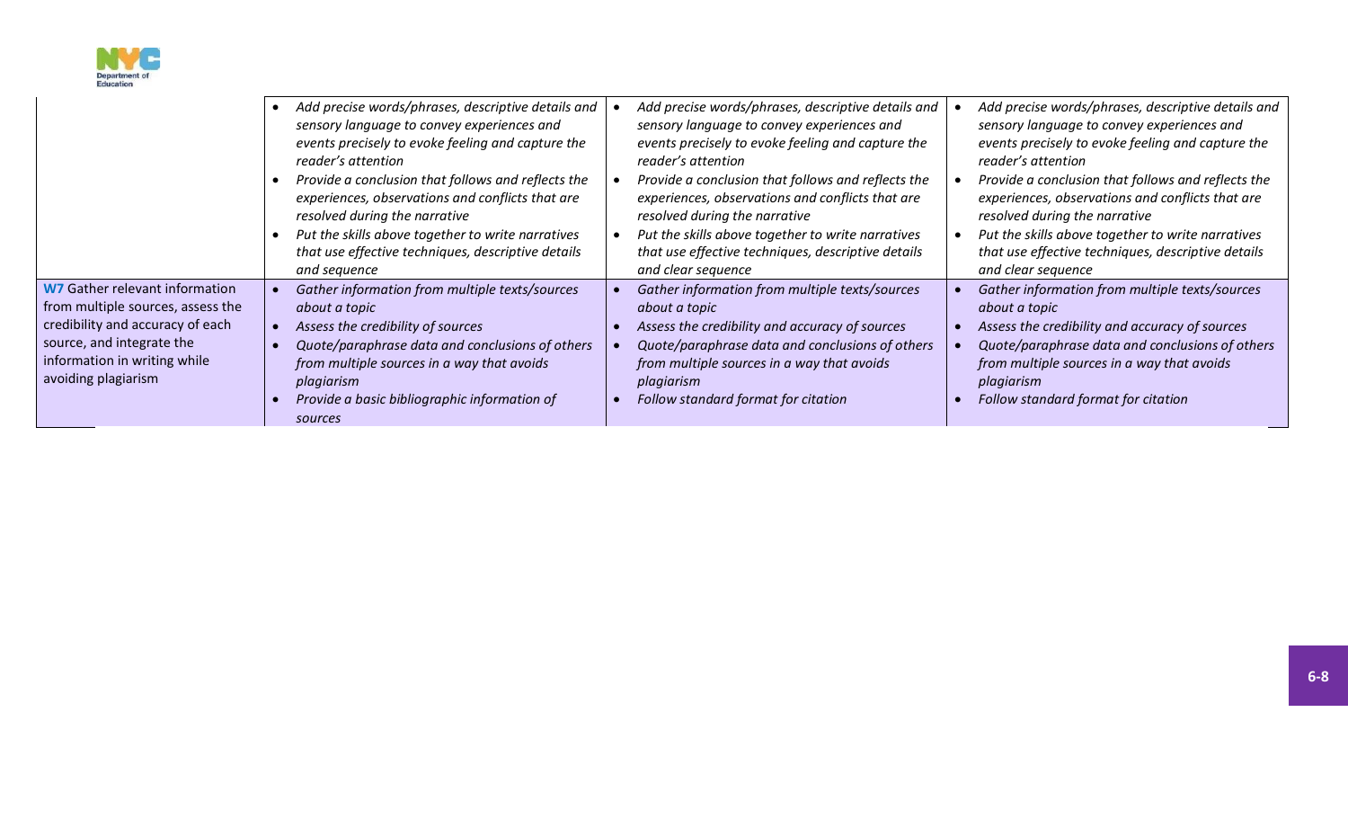| | | | |
|---|---|---|---|
| | • *Add precise words/phrases, descriptive details and sensory language to convey experiences and events precisely to evoke feeling and capture the reader's attention*<br>• *Provide a conclusion that follows and reflects the experiences, observations and conflicts that are resolved during the narrative*<br>• *Put the skills above together to write narratives that use effective techniques, descriptive details and sequence* | • *Add precise words/phrases, descriptive details and sensory language to convey experiences and events precisely to evoke feeling and capture the reader's attention*<br>• *Provide a conclusion that follows and reflects the experiences, observations and conflicts that are resolved during the narrative*<br>• *Put the skills above together to write narratives that use effective techniques, descriptive details and clear sequence* | • *Add precise words/phrases, descriptive details and sensory language to convey experiences and events precisely to evoke feeling and capture the reader's attention*<br>• *Provide a conclusion that follows and reflects the experiences, observations and conflicts that are resolved during the narrative*<br>• *Put the skills above together to write narratives that use effective techniques, descriptive details and clear sequence* |
| **W7** Gather relevant information from multiple sources, assess the credibility and accuracy of each source, and integrate the information in writing while avoiding plagiarism | • *Gather information from multiple texts/sources about a topic*<br>• *Assess the credibility of sources*<br>• *Quote/paraphrase data and conclusions of others from multiple sources in a way that avoids plagiarism*<br>• *Provide a basic bibliographic information of sources* | • *Gather information from multiple texts/sources about a topic*<br>• *Assess the credibility and accuracy of sources*<br>• *Quote/paraphrase data and conclusions of others from multiple sources in a way that avoids plagiarism*<br>• *Follow standard format for citation* | • *Gather information from multiple texts/sources about a topic*<br>• *Assess the credibility and accuracy of sources*<br>• *Quote/paraphrase data and conclusions of others from multiple sources in a way that avoids plagiarism*<br>• *Follow standard format for citation* |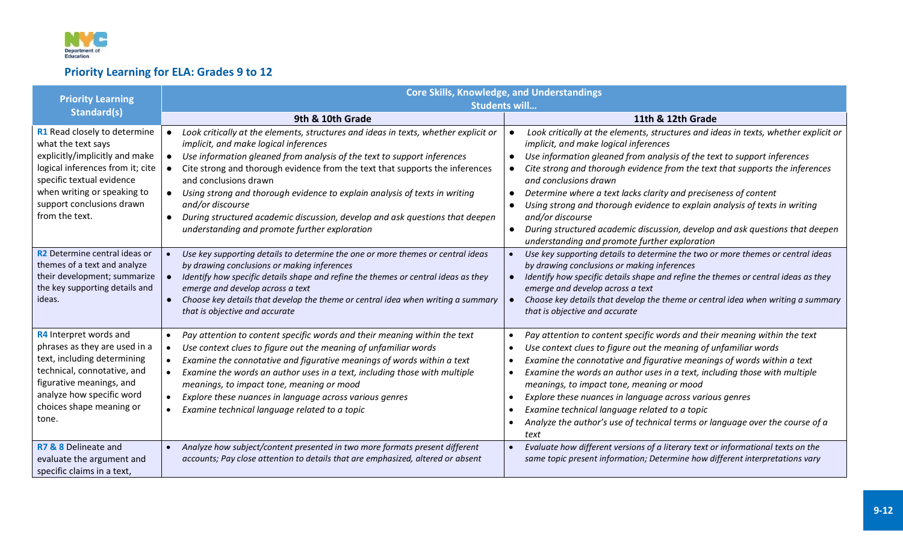## Priority Learning for ELA: Grades 9 to 12

| Priority Learning Standard(s) | Core Skills, Knowledge, and Understandings Students will… | |
|---|---|---|
| | 9th & 10th Grade | 11th & 12th Grade |
| **R1** Read closely to determine what the text says explicitly/implicitly and make logical inferences from it; cite specific textual evidence when writing or speaking to support conclusions drawn from the text. | • *Look critically at the elements, structures and ideas in texts, whether explicit or implicit, and make logical inferences*<br>• *Use information gleaned from analysis of the text to support inferences*<br>• Cite strong and thorough evidence from the text that supports the inferences and conclusions drawn<br>• *Using strong and thorough evidence to explain analysis of texts in writing and/or discourse*<br>• *During structured academic discussion, develop and ask questions that deepen understanding and promote further exploration* | • *Look critically at the elements, structures and ideas in texts, whether explicit or implicit, and make logical inferences*<br>• *Use information gleaned from analysis of the text to support inferences*<br>• *Cite strong and thorough evidence from the text that supports the inferences and conclusions drawn*<br>• *Determine where a text lacks clarity and preciseness of content*<br>• *Using strong and thorough evidence to explain analysis of texts in writing and/or discourse*<br>• *During structured academic discussion, develop and ask questions that deepen understanding and promote further exploration* |
| **R2** Determine central ideas or themes of a text and analyze their development; summarize the key supporting details and ideas. | • *Use key supporting details to determine the one or more themes or central ideas by drawing conclusions or making inferences*<br>• *Identify how specific details shape and refine the themes or central ideas as they emerge and develop across a text*<br>• *Choose key details that develop the theme or central idea when writing a summary that is objective and accurate* | • *Use key supporting details to determine the two or more themes or central ideas by drawing conclusions or making inferences*<br>• *Identify how specific details shape and refine the themes or central ideas as they emerge and develop across a text*<br>• *Choose key details that develop the theme or central idea when writing a summary that is objective and accurate* |
| **R4** Interpret words and phrases as they are used in a text, including determining technical, connotative, and figurative meanings, and analyze how specific word choices shape meaning or tone. | • *Pay attention to content specific words and their meaning within the text*<br>• *Use context clues to figure out the meaning of unfamiliar words*<br>• *Examine the connotative and figurative meanings of words within a text*<br>• *Examine the words an author uses in a text, including those with multiple meanings, to impact tone, meaning or mood*<br>• *Explore these nuances in language across various genres*<br>• *Examine technical language related to a topic* | • *Pay attention to content specific words and their meaning within the text*<br>• *Use context clues to figure out the meaning of unfamiliar words*<br>• *Examine the connotative and figurative meanings of words within a text*<br>• *Examine the words an author uses in a text, including those with multiple meanings, to impact tone, meaning or mood*<br>• *Explore these nuances in language across various genres*<br>• *Examine technical language related to a topic*<br>• *Analyze the author's use of technical terms or language over the course of a text* |
| **R7 & 8** Delineate and evaluate the argument and specific claims in a text, | • *Analyze how subject/content presented in two more formats present different accounts; Pay close attention to details that are emphasized, altered or absent* | • *Evaluate how different versions of a literary text or informational texts on the same topic present information; Determine how different interpretations vary* |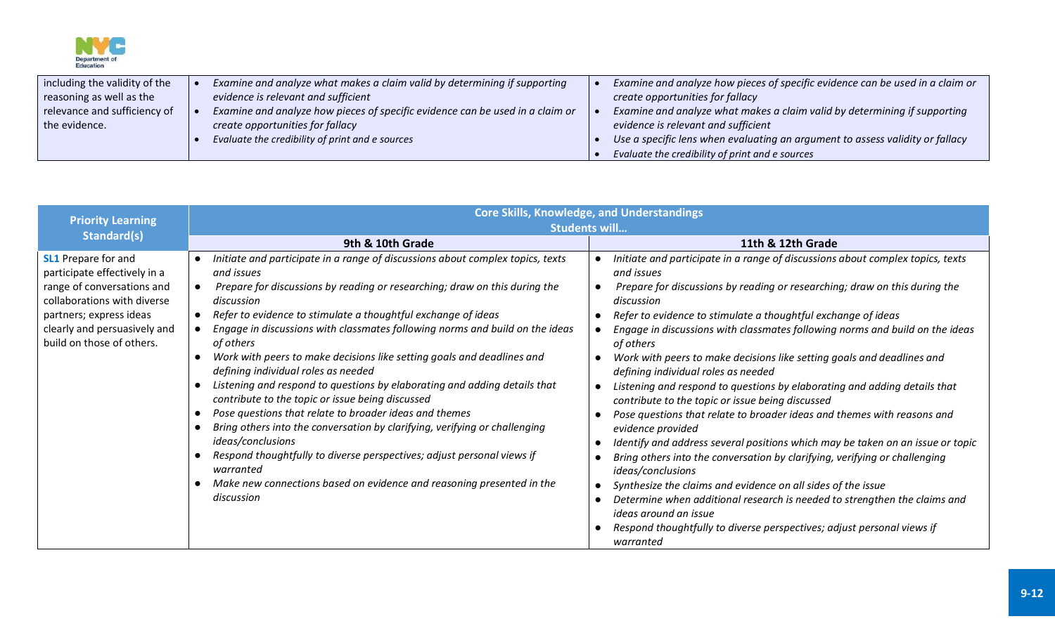| | | |
|---|---|---|
| including the validity of the reasoning as well as the relevance and sufficiency of the evidence. | • *Examine and analyze what makes a claim valid by determining if supporting evidence is relevant and sufficient*<br>• *Examine and analyze how pieces of specific evidence can be used in a claim or create opportunities for fallacy*<br>• *Evaluate the credibility of print and e sources* | • *Examine and analyze how pieces of specific evidence can be used in a claim or create opportunities for fallacy*<br>• *Examine and analyze what makes a claim valid by determining if supporting evidence is relevant and sufficient*<br>• *Use a specific lens when evaluating an argument to assess validity or fallacy*<br>• *Evaluate the credibility of print and e sources* |

| Priority Learning Standard(s) | Core Skills, Knowledge, and Understandings Students will… | |
|---|---|---|
| | **9th & 10th Grade** | **11th & 12th Grade** |
| **SL1** Prepare for and participate effectively in a range of conversations and collaborations with diverse partners; express ideas clearly and persuasively and build on those of others. | • *Initiate and participate in a range of discussions about complex topics, texts and issues*<br>• *Prepare for discussions by reading or researching; draw on this during the discussion*<br>• *Refer to evidence to stimulate a thoughtful exchange of ideas*<br>• *Engage in discussions with classmates following norms and build on the ideas of others*<br>• *Work with peers to make decisions like setting goals and deadlines and defining individual roles as needed*<br>• *Listening and respond to questions by elaborating and adding details that contribute to the topic or issue being discussed*<br>• *Pose questions that relate to broader ideas and themes*<br>• *Bring others into the conversation by clarifying, verifying or challenging ideas/conclusions*<br>• *Respond thoughtfully to diverse perspectives; adjust personal views if warranted*<br>• *Make new connections based on evidence and reasoning presented in the discussion* | • *Initiate and participate in a range of discussions about complex topics, texts and issues*<br>• *Prepare for discussions by reading or researching; draw on this during the discussion*<br>• *Refer to evidence to stimulate a thoughtful exchange of ideas*<br>• *Engage in discussions with classmates following norms and build on the ideas of others*<br>• *Work with peers to make decisions like setting goals and deadlines and defining individual roles as needed*<br>• *Listening and respond to questions by elaborating and adding details that contribute to the topic or issue being discussed*<br>• *Pose questions that relate to broader ideas and themes with reasons and evidence provided*<br>• *Identify and address several positions which may be taken on an issue or topic*<br>• *Bring others into the conversation by clarifying, verifying or challenging ideas/conclusions*<br>• *Synthesize the claims and evidence on all sides of the issue*<br>• *Determine when additional research is needed to strengthen the claims and ideas around an issue*<br>• *Respond thoughtfully to diverse perspectives; adjust personal views if warranted* |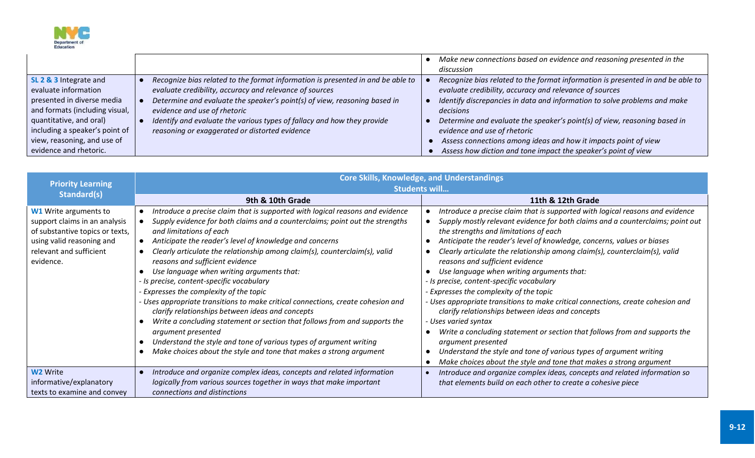| | | |
|---|---|---|
| | | • *Make new connections based on evidence and reasoning presented in the discussion* |
| **SL 2 & 3** Integrate and evaluate information presented in diverse media and formats (including visual, quantitative, and oral) including a speaker's point of view, reasoning, and use of evidence and rhetoric. | • *Recognize bias related to the format information is presented in and be able to evaluate credibility, accuracy and relevance of sources*<br>• *Determine and evaluate the speaker's point(s) of view, reasoning based in evidence and use of rhetoric*<br>• *Identify and evaluate the various types of fallacy and how they provide reasoning or exaggerated or distorted evidence* | • *Recognize bias related to the format information is presented in and be able to evaluate credibility, accuracy and relevance of sources*<br>• *Identify discrepancies in data and information to solve problems and make decisions*<br>• *Determine and evaluate the speaker's point(s) of view, reasoning based in evidence and use of rhetoric*<br>• *Assess connections among ideas and how it impacts point of view*<br>• *Assess how diction and tone impact the speaker's point of view* |

| Priority Learning Standard(s) | Core Skills, Knowledge, and Understandings Students will… | |
|---|---|---|
| | **9th & 10th Grade** | **11th & 12th Grade** |
| **W1** Write arguments to support claims in an analysis of substantive topics or texts, using valid reasoning and relevant and sufficient evidence. | • *Introduce a precise claim that is supported with logical reasons and evidence*<br>• *Supply evidence for both claims and a counterclaims; point out the strengths and limitations of each*<br>• *Anticipate the reader's level of knowledge and concerns*<br>• *Clearly articulate the relationship among claim(s), counterclaim(s), valid reasons and sufficient evidence*<br>• *Use language when writing arguments that:*<br>*- Is precise, content-specific vocabulary*<br>*- Expresses the complexity of the topic*<br>*- Uses appropriate transitions to make critical connections, create cohesion and clarify relationships between ideas and concepts*<br>• *Write a concluding statement or section that follows from and supports the argument presented*<br>• *Understand the style and tone of various types of argument writing*<br>• *Make choices about the style and tone that makes a strong argument* | • *Introduce a precise claim that is supported with logical reasons and evidence*<br>• *Supply mostly relevant evidence for both claims and a counterclaims; point out the strengths and limitations of each*<br>• *Anticipate the reader's level of knowledge, concerns, values or biases*<br>• *Clearly articulate the relationship among claim(s), counterclaim(s), valid reasons and sufficient evidence*<br>• *Use language when writing arguments that:*<br>*- Is precise, content-specific vocabulary*<br>*- Expresses the complexity of the topic*<br>*- Uses appropriate transitions to make critical connections, create cohesion and clarify relationships between ideas and concepts*<br>*- Uses varied syntax*<br>• *Write a concluding statement or section that follows from and supports the argument presented*<br>• *Understand the style and tone of various types of argument writing*<br>• *Make choices about the style and tone that makes a strong argument* |
| **W2** Write informative/explanatory texts to examine and convey | • *Introduce and organize complex ideas, concepts and related information logically from various sources together in ways that make important connections and distinctions* | • *Introduce and organize complex ideas, concepts and related information so that elements build on each other to create a cohesive piece* |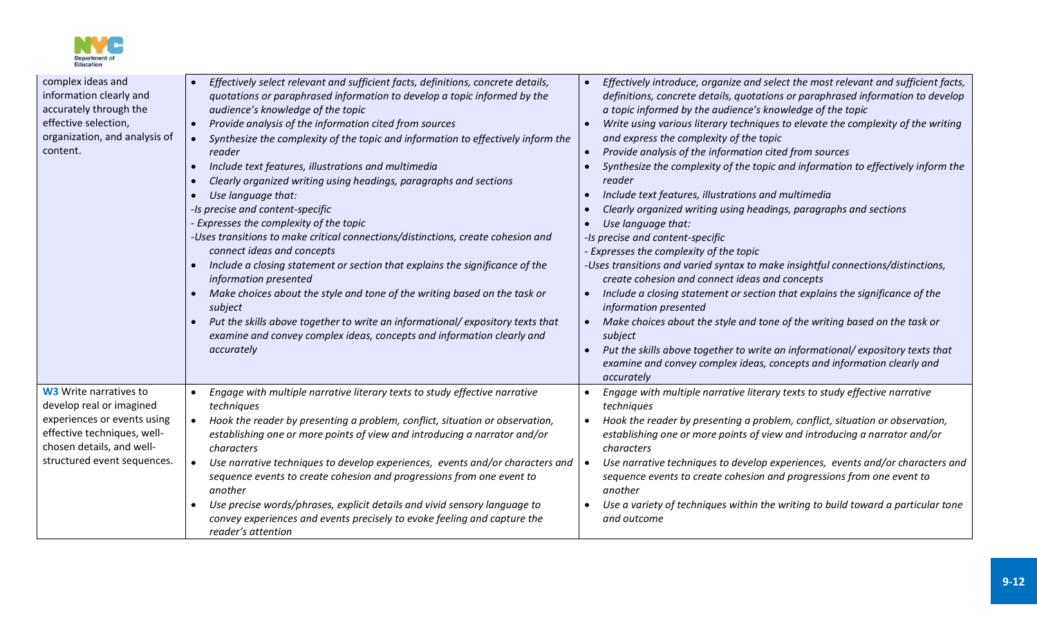| | | |
|---|---|---|
| complex ideas and information clearly and accurately through the effective selection, organization, and analysis of content. | • *Effectively select relevant and sufficient facts, definitions, concrete details, quotations or paraphrased information to develop a topic informed by the audience's knowledge of the topic*<br>• *Provide analysis of the information cited from sources*<br>• *Synthesize the complexity of the topic and information to effectively inform the reader*<br>• *Include text features, illustrations and multimedia*<br>• *Clearly organized writing using headings, paragraphs and sections*<br>• *Use language that:*<br>*-Is precise and content-specific*<br>*- Expresses the complexity of the topic*<br>*-Uses transitions to make critical connections/distinctions, create cohesion and connect ideas and concepts*<br>• *Include a closing statement or section that explains the significance of the information presented*<br>• *Make choices about the style and tone of the writing based on the task or subject*<br>• *Put the skills above together to write an informational/ expository texts that examine and convey complex ideas, concepts and information clearly and accurately* | • *Effectively introduce, organize and select the most relevant and sufficient facts, definitions, concrete details, quotations or paraphrased information to develop a topic informed by the audience's knowledge of the topic*<br>• *Write using various literary techniques to elevate the complexity of the writing and express the complexity of the topic*<br>• *Provide analysis of the information cited from sources*<br>• *Synthesize the complexity of the topic and information to effectively inform the reader*<br>• *Include text features, illustrations and multimedia*<br>• *Clearly organized writing using headings, paragraphs and sections*<br>• *Use language that:*<br>*-Is precise and content-specific*<br>*- Expresses the complexity of the topic*<br>*-Uses transitions and varied syntax to make insightful connections/distinctions, create cohesion and connect ideas and concepts*<br>• *Include a closing statement or section that explains the significance of the information presented*<br>• *Make choices about the style and tone of the writing based on the task or subject*<br>• *Put the skills above together to write an informational/ expository texts that examine and convey complex ideas, concepts and information clearly and accurately* |
| **W3** Write narratives to develop real or imagined experiences or events using effective techniques, well-chosen details, and well-structured event sequences. | • *Engage with multiple narrative literary texts to study effective narrative techniques*<br>• *Hook the reader by presenting a problem, conflict, situation or observation, establishing one or more points of view and introducing a narrator and/or characters*<br>• *Use narrative techniques to develop experiences, events and/or characters and sequence events to create cohesion and progressions from one event to another*<br>• *Use precise words/phrases, explicit details and vivid sensory language to convey experiences and events precisely to evoke feeling and capture the reader's attention* | • *Engage with multiple narrative literary texts to study effective narrative techniques*<br>• *Hook the reader by presenting a problem, conflict, situation or observation, establishing one or more points of view and introducing a narrator and/or characters*<br>• *Use narrative techniques to develop experiences, events and/or characters and sequence events to create cohesion and progressions from one event to another*<br>• *Use a variety of techniques within the writing to build toward a particular tone and outcome* |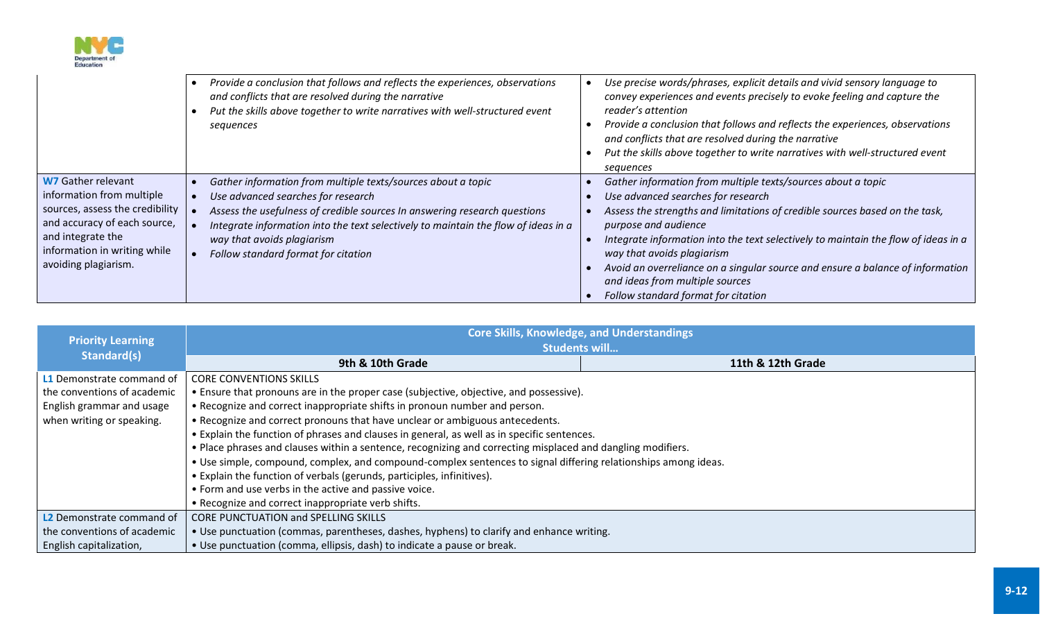| | | |
|---|---|---|
| | • *Provide a conclusion that follows and reflects the experiences, observations and conflicts that are resolved during the narrative*<br>• *Put the skills above together to write narratives with well-structured event sequences* | • *Use precise words/phrases, explicit details and vivid sensory language to convey experiences and events precisely to evoke feeling and capture the reader's attention*<br>• *Provide a conclusion that follows and reflects the experiences, observations and conflicts that are resolved during the narrative*<br>• *Put the skills above together to write narratives with well-structured event sequences* |
| **W7** Gather relevant information from multiple sources, assess the credibility and accuracy of each source, and integrate the information in writing while avoiding plagiarism. | • *Gather information from multiple texts/sources about a topic*<br>• *Use advanced searches for research*<br>• *Assess the usefulness of credible sources In answering research questions*<br>• *Integrate information into the text selectively to maintain the flow of ideas in a way that avoids plagiarism*<br>• *Follow standard format for citation* | • *Gather information from multiple texts/sources about a topic*<br>• *Use advanced searches for research*<br>• *Assess the strengths and limitations of credible sources based on the task, purpose and audience*<br>• *Integrate information into the text selectively to maintain the flow of ideas in a way that avoids plagiarism*<br>• *Avoid an overreliance on a singular source and ensure a balance of information and ideas from multiple sources*<br>• *Follow standard format for citation* |

| **Priority Learning Standard(s)** | **Core Skills, Knowledge, and Understandings Students will…** | |
|---|---|---|
| | **9th & 10th Grade** | **11th & 12th Grade** |
| **L1** Demonstrate command of the conventions of academic English grammar and usage when writing or speaking. | CORE CONVENTIONS SKILLS<br>• Ensure that pronouns are in the proper case (subjective, objective, and possessive).<br>• Recognize and correct inappropriate shifts in pronoun number and person.<br>• Recognize and correct pronouns that have unclear or ambiguous antecedents.<br>• Explain the function of phrases and clauses in general, as well as in specific sentences.<br>• Place phrases and clauses within a sentence, recognizing and correcting misplaced and dangling modifiers.<br>• Use simple, compound, complex, and compound-complex sentences to signal differing relationships among ideas.<br>• Explain the function of verbals (gerunds, participles, infinitives).<br>• Form and use verbs in the active and passive voice.<br>• Recognize and correct inappropriate verb shifts. | |
| **L2** Demonstrate command of the conventions of academic English capitalization, | CORE PUNCTUATION and SPELLING SKILLS<br>• Use punctuation (commas, parentheses, dashes, hyphens) to clarify and enhance writing.<br>• Use punctuation (comma, ellipsis, dash) to indicate a pause or break. | |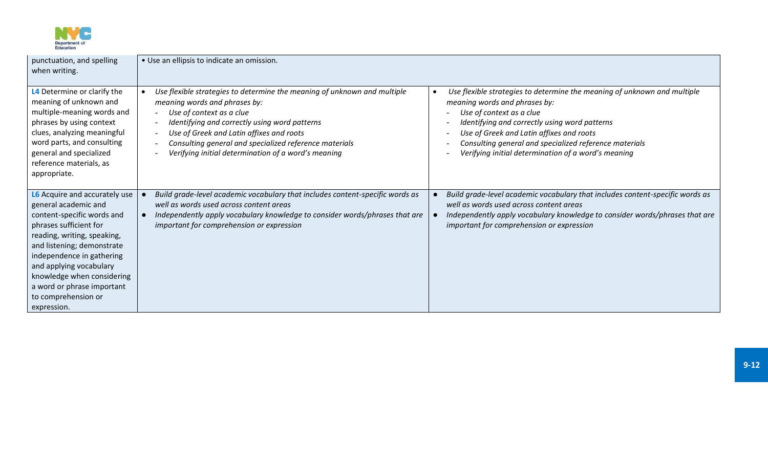| | | |
|---|---|---|
| punctuation, and spelling when writing. | • Use an ellipsis to indicate an omission. | |
| **L4** Determine or clarify the meaning of unknown and multiple-meaning words and phrases by using context clues, analyzing meaningful word parts, and consulting general and specialized reference materials, as appropriate. | • *Use flexible strategies to determine the meaning of unknown and multiple meaning words and phrases by:*<br>- *Use of context as a clue*<br>- *Identifying and correctly using word patterns*<br>- *Use of Greek and Latin affixes and roots*<br>- *Consulting general and specialized reference materials*<br>- *Verifying initial determination of a word's meaning* | • *Use flexible strategies to determine the meaning of unknown and multiple meaning words and phrases by:*<br>- *Use of context as a clue*<br>- *Identifying and correctly using word patterns*<br>- *Use of Greek and Latin affixes and roots*<br>- *Consulting general and specialized reference materials*<br>- *Verifying initial determination of a word's meaning* |
| **L6** Acquire and accurately use general academic and content-specific words and phrases sufficient for reading, writing, speaking, and listening; demonstrate independence in gathering and applying vocabulary knowledge when considering a word or phrase important to comprehension or expression. | • *Build grade-level academic vocabulary that includes content-specific words as well as words used across content areas*<br>• *Independently apply vocabulary knowledge to consider words/phrases that are important for comprehension or expression* | • *Build grade-level academic vocabulary that includes content-specific words as well as words used across content areas*<br>• *Independently apply vocabulary knowledge to consider words/phrases that are important for comprehension or expression* |